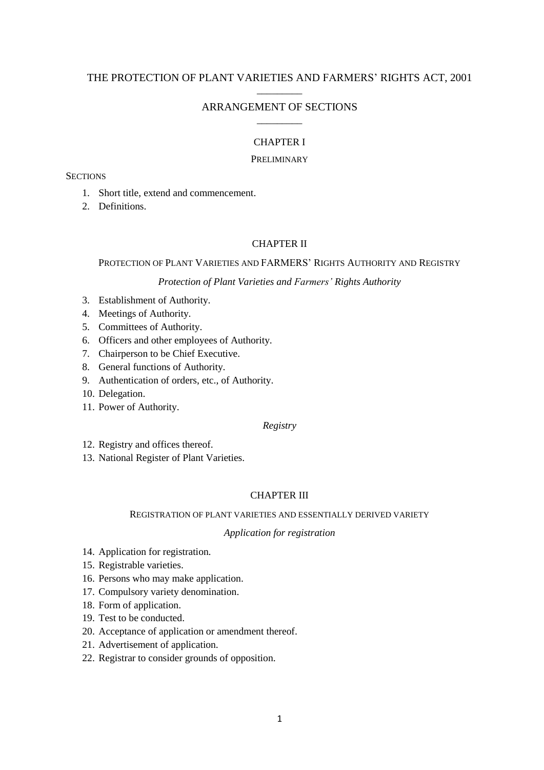# THE PROTECTION OF PLANT VARIETIES AND FARMERS' RIGHTS ACT, 2001

________

## ARRANGEMENT OF SECTIONS

________

## CHAPTER I

### PRELIMINARY

SECTIONS

1. Short title, extend and commencement.
2. Definitions.

## CHAPTER II

### PROTECTION OF PLANT VARIETIES AND FARMERS' RIGHTS AUTHORITY AND REGISTRY

*Protection of Plant Varieties and Farmers' Rights Authority*

3. Establishment of Authority.
4. Meetings of Authority.
5. Committees of Authority.
6. Officers and other employees of Authority.
7. Chairperson to be Chief Executive.
8. General functions of Authority.
9. Authentication of orders, etc., of Authority.
10. Delegation.
11. Power of Authority.

*Registry*

12. Registry and offices thereof.
13. National Register of Plant Varieties.

## CHAPTER III

### REGISTRATION OF PLANT VARIETIES AND ESSENTIALLY DERIVED VARIETY

*Application for registration*

14. Application for registration.
15. Registrable varieties.
16. Persons who may make application.
17. Compulsory variety denomination.
18. Form of application.
19. Test to be conducted.
20. Acceptance of application or amendment thereof.
21. Advertisement of application.
22. Registrar to consider grounds of opposition.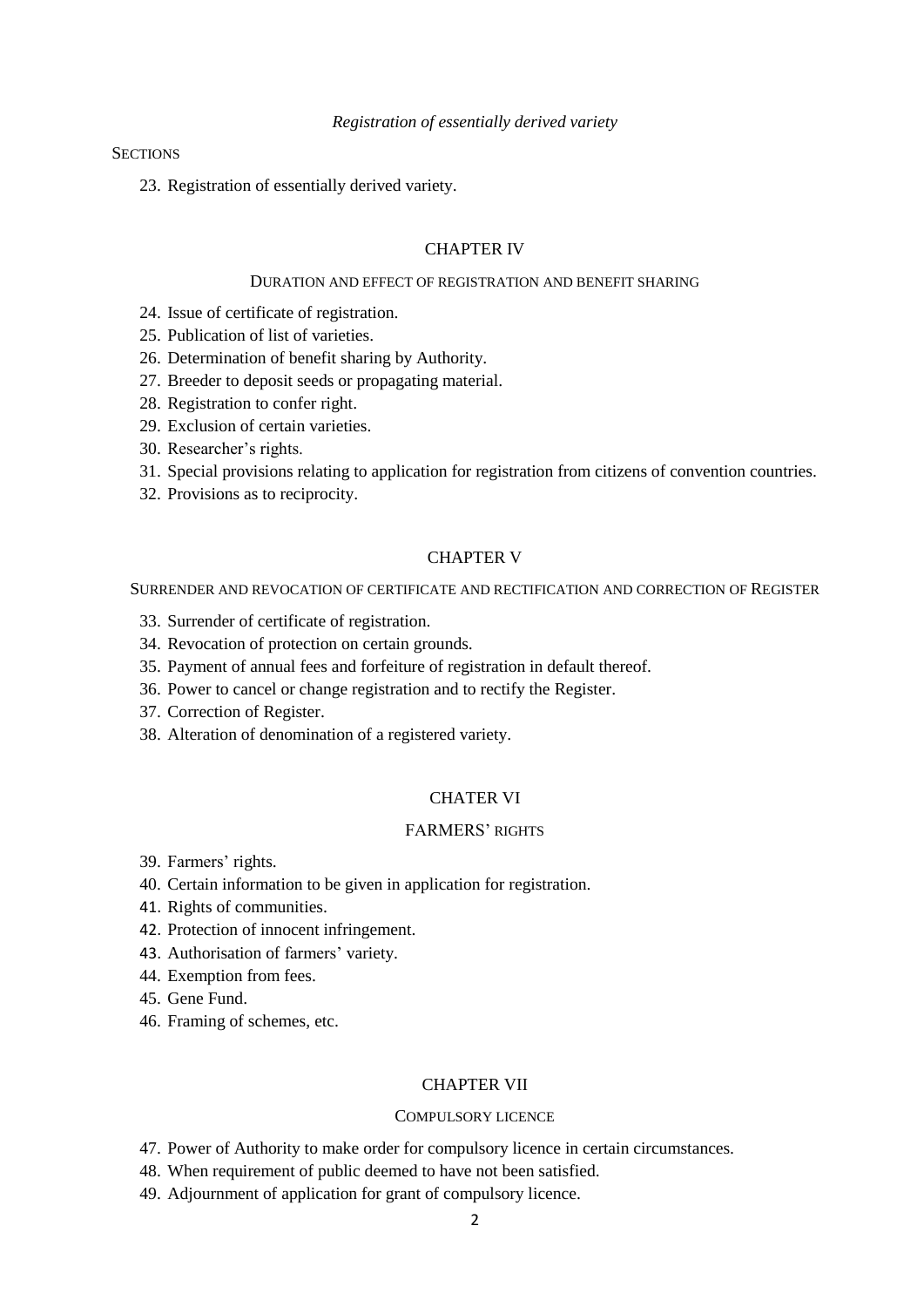*Registration of essentially derived variety*

SECTIONS

23. Registration of essentially derived variety.

## CHAPTER IV

### DURATION AND EFFECT OF REGISTRATION AND BENEFIT SHARING

24. Issue of certificate of registration.
25. Publication of list of varieties.
26. Determination of benefit sharing by Authority.
27. Breeder to deposit seeds or propagating material.
28. Registration to confer right.
29. Exclusion of certain varieties.
30. Researcher's rights.
31. Special provisions relating to application for registration from citizens of convention countries.
32. Provisions as to reciprocity.

## CHAPTER V

### SURRENDER AND REVOCATION OF CERTIFICATE AND RECTIFICATION AND CORRECTION OF REGISTER

33. Surrender of certificate of registration.
34. Revocation of protection on certain grounds.
35. Payment of annual fees and forfeiture of registration in default thereof.
36. Power to cancel or change registration and to rectify the Register.
37. Correction of Register.
38. Alteration of denomination of a registered variety.

## CHATER VI

### FARMERS' RIGHTS

39. Farmers' rights.
40. Certain information to be given in application for registration.
41. Rights of communities.
42. Protection of innocent infringement.
43. Authorisation of farmers' variety.
44. Exemption from fees.
45. Gene Fund.
46. Framing of schemes, etc.

## CHAPTER VII

### COMPULSORY LICENCE

47. Power of Authority to make order for compulsory licence in certain circumstances.
48. When requirement of public deemed to have not been satisfied.
49. Adjournment of application for grant of compulsory licence.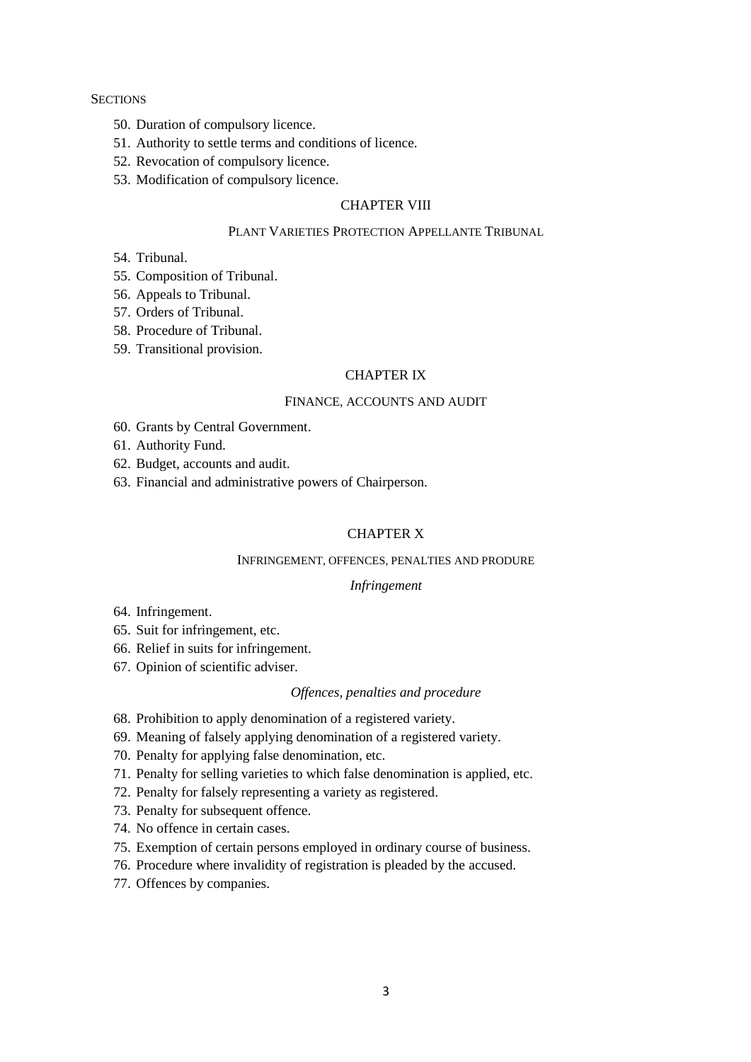SECTIONS

50. Duration of compulsory licence.
51. Authority to settle terms and conditions of licence.
52. Revocation of compulsory licence.
53. Modification of compulsory licence.

## CHAPTER VIII

### PLANT VARIETIES PROTECTION APPELLANTE TRIBUNAL

54. Tribunal.
55. Composition of Tribunal.
56. Appeals to Tribunal.
57. Orders of Tribunal.
58. Procedure of Tribunal.
59. Transitional provision.

## CHAPTER IX

### FINANCE, ACCOUNTS AND AUDIT

60. Grants by Central Government.
61. Authority Fund.
62. Budget, accounts and audit.
63. Financial and administrative powers of Chairperson.

## CHAPTER X

### INFRINGEMENT, OFFENCES, PENALTIES AND PRODURE

*Infringement*

64. Infringement.
65. Suit for infringement, etc.
66. Relief in suits for infringement.
67. Opinion of scientific adviser.

*Offences, penalties and procedure*

68. Prohibition to apply denomination of a registered variety.
69. Meaning of falsely applying denomination of a registered variety.
70. Penalty for applying false denomination, etc.
71. Penalty for selling varieties to which false denomination is applied, etc.
72. Penalty for falsely representing a variety as registered.
73. Penalty for subsequent offence.
74. No offence in certain cases.
75. Exemption of certain persons employed in ordinary course of business.
76. Procedure where invalidity of registration is pleaded by the accused.
77. Offences by companies.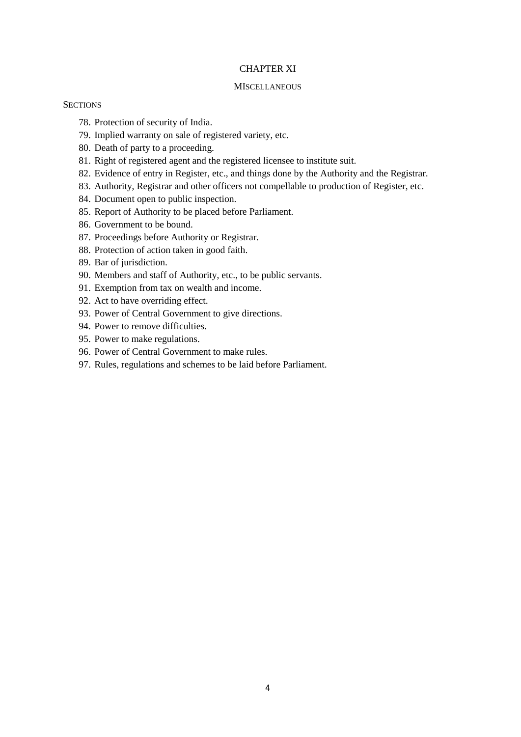## CHAPTER XI

### MISCELLANEOUS

SECTIONS

78. Protection of security of India.
79. Implied warranty on sale of registered variety, etc.
80. Death of party to a proceeding.
81. Right of registered agent and the registered licensee to institute suit.
82. Evidence of entry in Register, etc., and things done by the Authority and the Registrar.
83. Authority, Registrar and other officers not compellable to production of Register, etc.
84. Document open to public inspection.
85. Report of Authority to be placed before Parliament.
86. Government to be bound.
87. Proceedings before Authority or Registrar.
88. Protection of action taken in good faith.
89. Bar of jurisdiction.
90. Members and staff of Authority, etc., to be public servants.
91. Exemption from tax on wealth and income.
92. Act to have overriding effect.
93. Power of Central Government to give directions.
94. Power to remove difficulties.
95. Power to make regulations.
96. Power of Central Government to make rules.
97. Rules, regulations and schemes to be laid before Parliament.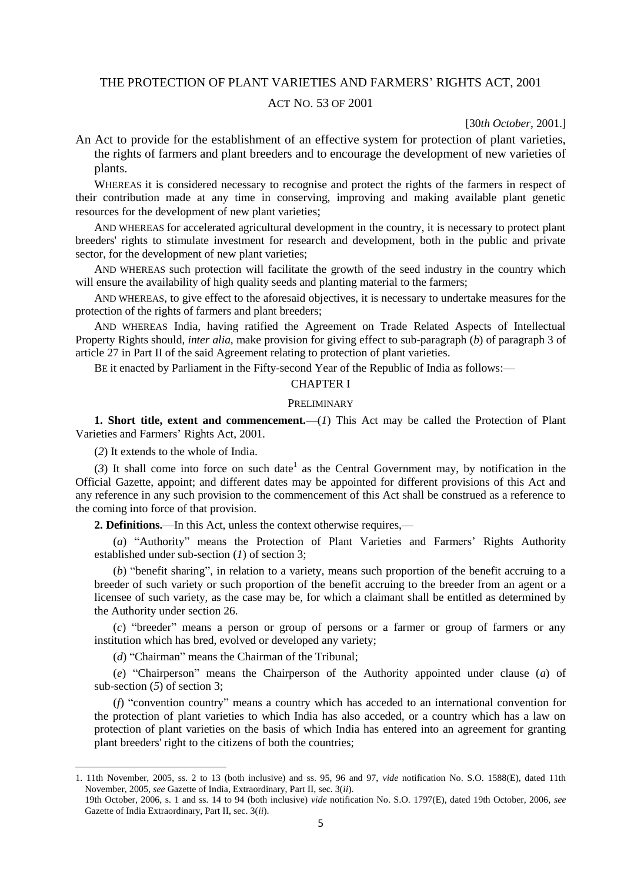# THE PROTECTION OF PLANT VARIETIES AND FARMERS' RIGHTS ACT, 2001

## ACT NO. 53 OF 2001

[30*th October*, 2001.]

An Act to provide for the establishment of an effective system for protection of plant varieties, the rights of farmers and plant breeders and to encourage the development of new varieties of plants.

WHEREAS it is considered necessary to recognise and protect the rights of the farmers in respect of their contribution made at any time in conserving, improving and making available plant genetic resources for the development of new plant varieties;

AND WHEREAS for accelerated agricultural development in the country, it is necessary to protect plant breeders' rights to stimulate investment for research and development, both in the public and private sector, for the development of new plant varieties;

AND WHEREAS such protection will facilitate the growth of the seed industry in the country which will ensure the availability of high quality seeds and planting material to the farmers;

AND WHEREAS, to give effect to the aforesaid objectives, it is necessary to undertake measures for the protection of the rights of farmers and plant breeders;

AND WHEREAS India, having ratified the Agreement on Trade Related Aspects of Intellectual Property Rights should, *inter alia*, make provision for giving effect to sub-paragraph (*b*) of paragraph 3 of article 27 in Part II of the said Agreement relating to protection of plant varieties.

BE it enacted by Parliament in the Fifty-second Year of the Republic of India as follows:—

### CHAPTER I

### PRELIMINARY

**1. Short title, extent and commencement.**—(*1*) This Act may be called the Protection of Plant Varieties and Farmers' Rights Act, 2001.

(*2*) It extends to the whole of India.

(*3*) It shall come into force on such date[1] as the Central Government may, by notification in the Official Gazette, appoint; and different dates may be appointed for different provisions of this Act and any reference in any such provision to the commencement of this Act shall be construed as a reference to the coming into force of that provision.

**2. Definitions.**—In this Act, unless the context otherwise requires,—

(*a*) "Authority" means the Protection of Plant Varieties and Farmers' Rights Authority established under sub-section (*1*) of section 3;

(*b*) "benefit sharing", in relation to a variety, means such proportion of the benefit accruing to a breeder of such variety or such proportion of the benefit accruing to the breeder from an agent or a licensee of such variety, as the case may be, for which a claimant shall be entitled as determined by the Authority under section 26.

(*c*) "breeder" means a person or group of persons or a farmer or group of farmers or any institution which has bred, evolved or developed any variety;

(*d*) "Chairman" means the Chairman of the Tribunal;

(*e*) "Chairperson" means the Chairperson of the Authority appointed under clause (*a*) of sub-section (*5*) of section 3;

(*f*) "convention country" means a country which has acceded to an international convention for the protection of plant varieties to which India has also acceded, or a country which has a law on protection of plant varieties on the basis of which India has entered into an agreement for granting plant breeders' right to the citizens of both the countries;

---

1. 11th November, 2005, ss. 2 to 13 (both inclusive) and ss. 95, 96 and 97, *vide* notification No. S.O. 1588(E), dated 11th November, 2005, *see* Gazette of India, Extraordinary, Part II, sec. 3(*ii*).
   19th October, 2006, s. 1 and ss. 14 to 94 (both inclusive) *vide* notification No. S.O. 1797(E), dated 19th October, 2006, *see* Gazette of India Extraordinary, Part II, sec. 3(*ii*).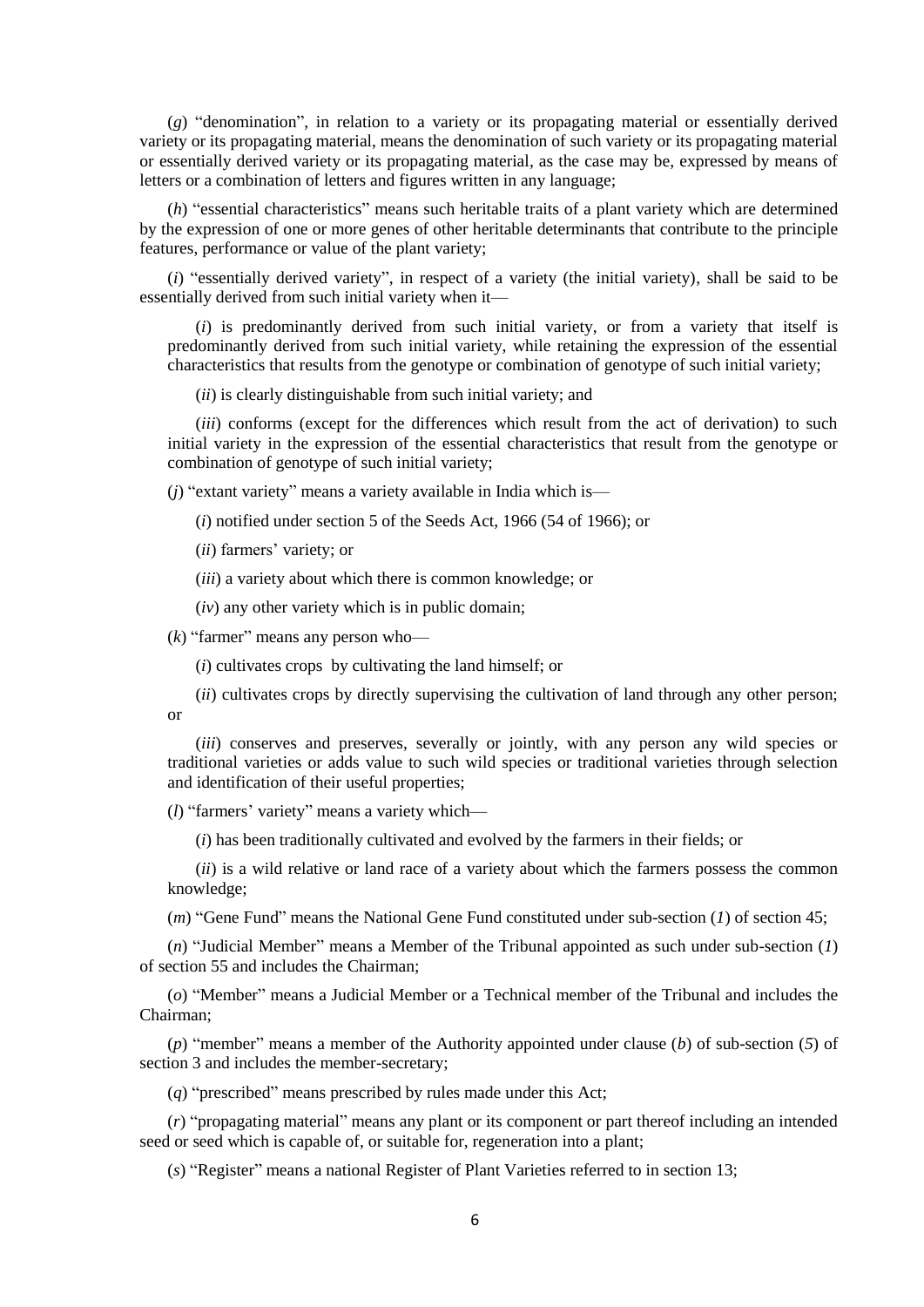(*g*) "denomination", in relation to a variety or its propagating material or essentially derived variety or its propagating material, means the denomination of such variety or its propagating material or essentially derived variety or its propagating material, as the case may be, expressed by means of letters or a combination of letters and figures written in any language;

(*h*) "essential characteristics" means such heritable traits of a plant variety which are determined by the expression of one or more genes of other heritable determinants that contribute to the principle features, performance or value of the plant variety;

(*i*) "essentially derived variety", in respect of a variety (the initial variety), shall be said to be essentially derived from such initial variety when it—

(*i*) is predominantly derived from such initial variety, or from a variety that itself is predominantly derived from such initial variety, while retaining the expression of the essential characteristics that results from the genotype or combination of genotype of such initial variety;

(*ii*) is clearly distinguishable from such initial variety; and

(*iii*) conforms (except for the differences which result from the act of derivation) to such initial variety in the expression of the essential characteristics that result from the genotype or combination of genotype of such initial variety;

(*j*) "extant variety" means a variety available in India which is—

(*i*) notified under section 5 of the Seeds Act, 1966 (54 of 1966); or

(*ii*) farmers' variety; or

(*iii*) a variety about which there is common knowledge; or

(*iv*) any other variety which is in public domain;

(*k*) "farmer" means any person who—

(*i*) cultivates crops by cultivating the land himself; or

(*ii*) cultivates crops by directly supervising the cultivation of land through any other person; or

(*iii*) conserves and preserves, severally or jointly, with any person any wild species or traditional varieties or adds value to such wild species or traditional varieties through selection and identification of their useful properties;

(*l*) "farmers' variety" means a variety which—

(*i*) has been traditionally cultivated and evolved by the farmers in their fields; or

(*ii*) is a wild relative or land race of a variety about which the farmers possess the common knowledge;

(*m*) "Gene Fund" means the National Gene Fund constituted under sub-section (*1*) of section 45;

(*n*) "Judicial Member" means a Member of the Tribunal appointed as such under sub-section (*1*) of section 55 and includes the Chairman;

(*o*) "Member" means a Judicial Member or a Technical member of the Tribunal and includes the Chairman;

(*p*) "member" means a member of the Authority appointed under clause (*b*) of sub-section (*5*) of section 3 and includes the member-secretary;

(*q*) "prescribed" means prescribed by rules made under this Act;

(*r*) "propagating material" means any plant or its component or part thereof including an intended seed or seed which is capable of, or suitable for, regeneration into a plant;

(*s*) "Register" means a national Register of Plant Varieties referred to in section 13;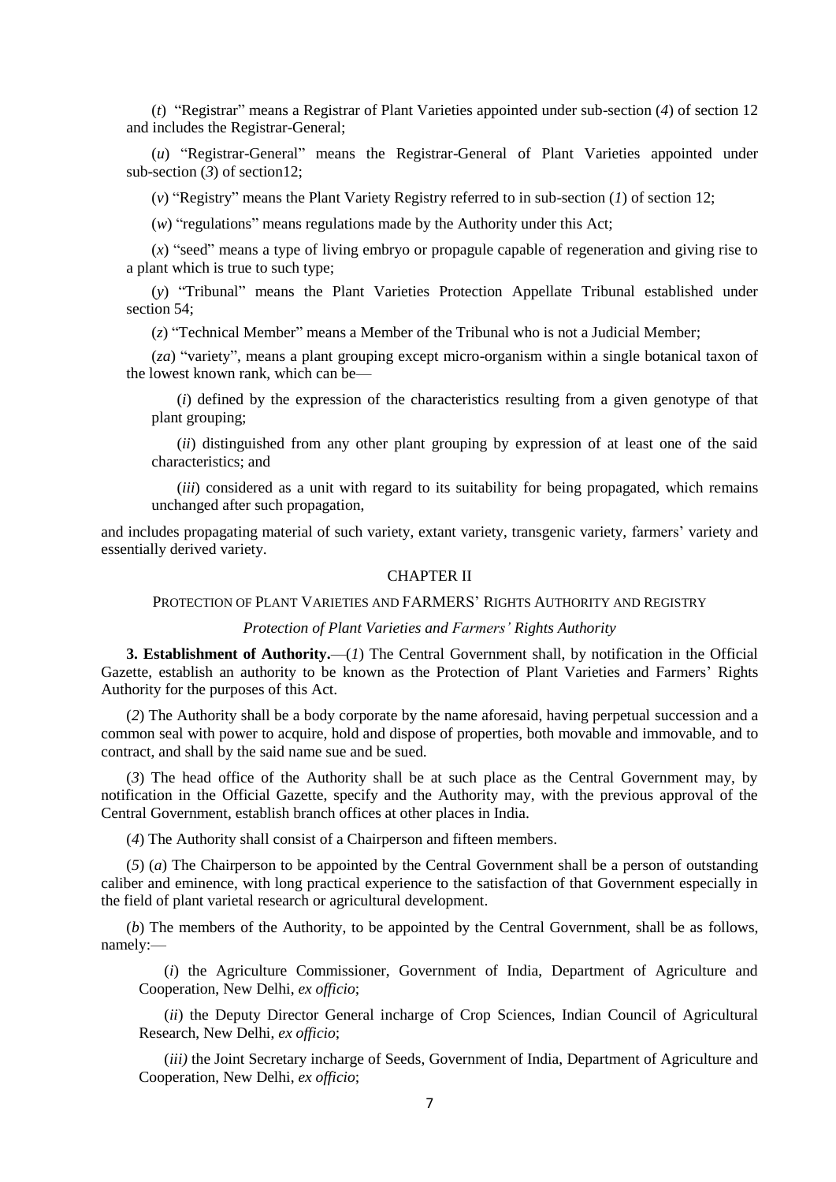(*t*) "Registrar" means a Registrar of Plant Varieties appointed under sub-section (*4*) of section 12 and includes the Registrar-General;

(*u*) "Registrar-General" means the Registrar-General of Plant Varieties appointed under sub-section (*3*) of section12;

(*v*) "Registry" means the Plant Variety Registry referred to in sub-section (*1*) of section 12;

(*w*) "regulations" means regulations made by the Authority under this Act;

(*x*) "seed" means a type of living embryo or propagule capable of regeneration and giving rise to a plant which is true to such type;

(*y*) "Tribunal" means the Plant Varieties Protection Appellate Tribunal established under section 54;

(*z*) "Technical Member" means a Member of the Tribunal who is not a Judicial Member;

(*za*) "variety", means a plant grouping except micro-organism within a single botanical taxon of the lowest known rank, which can be—

(*i*) defined by the expression of the characteristics resulting from a given genotype of that plant grouping;

(*ii*) distinguished from any other plant grouping by expression of at least one of the said characteristics; and

(*iii*) considered as a unit with regard to its suitability for being propagated, which remains unchanged after such propagation,

and includes propagating material of such variety, extant variety, transgenic variety, farmers' variety and essentially derived variety.

## CHAPTER II

### PROTECTION OF PLANT VARIETIES AND FARMERS' RIGHTS AUTHORITY AND REGISTRY

*Protection of Plant Varieties and Farmers' Rights Authority*

**3. Establishment of Authority.**—(*1*) The Central Government shall, by notification in the Official Gazette, establish an authority to be known as the Protection of Plant Varieties and Farmers' Rights Authority for the purposes of this Act.

(*2*) The Authority shall be a body corporate by the name aforesaid, having perpetual succession and a common seal with power to acquire, hold and dispose of properties, both movable and immovable, and to contract, and shall by the said name sue and be sued.

(*3*) The head office of the Authority shall be at such place as the Central Government may, by notification in the Official Gazette, specify and the Authority may, with the previous approval of the Central Government, establish branch offices at other places in India.

(*4*) The Authority shall consist of a Chairperson and fifteen members.

(*5*) (*a*) The Chairperson to be appointed by the Central Government shall be a person of outstanding caliber and eminence, with long practical experience to the satisfaction of that Government especially in the field of plant varietal research or agricultural development.

(*b*) The members of the Authority, to be appointed by the Central Government, shall be as follows, namely:—

(*i*) the Agriculture Commissioner, Government of India, Department of Agriculture and Cooperation, New Delhi, *ex officio*;

(*ii*) the Deputy Director General incharge of Crop Sciences, Indian Council of Agricultural Research, New Delhi, *ex officio*;

(*iii)* the Joint Secretary incharge of Seeds, Government of India, Department of Agriculture and Cooperation, New Delhi, *ex officio*;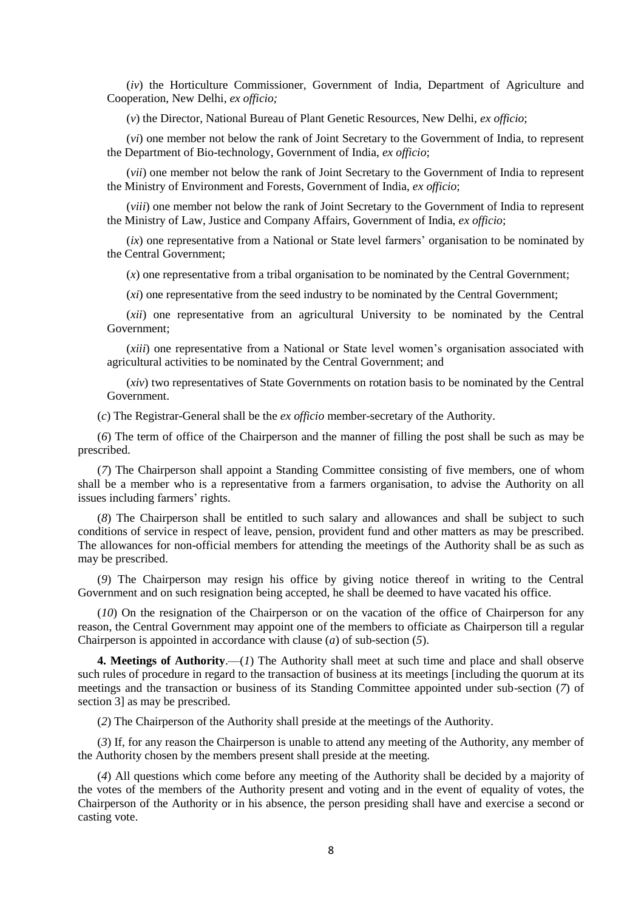(*iv*) the Horticulture Commissioner, Government of India, Department of Agriculture and Cooperation, New Delhi, *ex officio;*

(*v*) the Director, National Bureau of Plant Genetic Resources, New Delhi, *ex officio*;

(*vi*) one member not below the rank of Joint Secretary to the Government of India, to represent the Department of Bio-technology, Government of India, *ex officio*;

(*vii*) one member not below the rank of Joint Secretary to the Government of India to represent the Ministry of Environment and Forests, Government of India, *ex officio*;

(*viii*) one member not below the rank of Joint Secretary to the Government of India to represent the Ministry of Law, Justice and Company Affairs, Government of India, *ex officio*;

(*ix*) one representative from a National or State level farmers' organisation to be nominated by the Central Government;

(*x*) one representative from a tribal organisation to be nominated by the Central Government;

(*xi*) one representative from the seed industry to be nominated by the Central Government;

(*xii*) one representative from an agricultural University to be nominated by the Central Government;

(*xiii*) one representative from a National or State level women's organisation associated with agricultural activities to be nominated by the Central Government; and

(*xiv*) two representatives of State Governments on rotation basis to be nominated by the Central Government.

(*c*) The Registrar-General shall be the *ex officio* member-secretary of the Authority.

(*6*) The term of office of the Chairperson and the manner of filling the post shall be such as may be prescribed.

(*7*) The Chairperson shall appoint a Standing Committee consisting of five members, one of whom shall be a member who is a representative from a farmers organisation, to advise the Authority on all issues including farmers' rights.

(*8*) The Chairperson shall be entitled to such salary and allowances and shall be subject to such conditions of service in respect of leave, pension, provident fund and other matters as may be prescribed. The allowances for non-official members for attending the meetings of the Authority shall be as such as may be prescribed.

(*9*) The Chairperson may resign his office by giving notice thereof in writing to the Central Government and on such resignation being accepted, he shall be deemed to have vacated his office.

(*10*) On the resignation of the Chairperson or on the vacation of the office of Chairperson for any reason, the Central Government may appoint one of the members to officiate as Chairperson till a regular Chairperson is appointed in accordance with clause (*a*) of sub-section (*5*).

**4. Meetings of Authority**.—(*1*) The Authority shall meet at such time and place and shall observe such rules of procedure in regard to the transaction of business at its meetings [including the quorum at its meetings and the transaction or business of its Standing Committee appointed under sub-section (*7*) of section 3] as may be prescribed.

(*2*) The Chairperson of the Authority shall preside at the meetings of the Authority.

(*3*) If, for any reason the Chairperson is unable to attend any meeting of the Authority, any member of the Authority chosen by the members present shall preside at the meeting.

(*4*) All questions which come before any meeting of the Authority shall be decided by a majority of the votes of the members of the Authority present and voting and in the event of equality of votes, the Chairperson of the Authority or in his absence, the person presiding shall have and exercise a second or casting vote.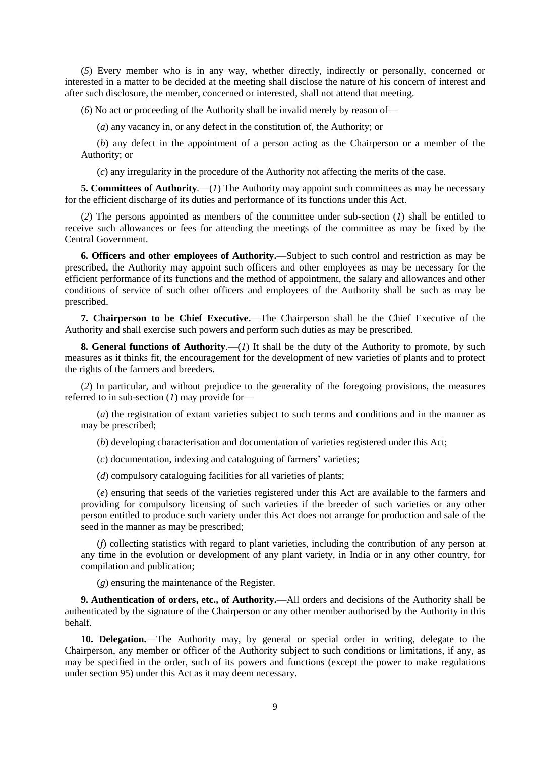(*5*) Every member who is in any way, whether directly, indirectly or personally, concerned or interested in a matter to be decided at the meeting shall disclose the nature of his concern of interest and after such disclosure, the member, concerned or interested, shall not attend that meeting.

(*6*) No act or proceeding of the Authority shall be invalid merely by reason of—

(*a*) any vacancy in, or any defect in the constitution of, the Authority; or

(*b*) any defect in the appointment of a person acting as the Chairperson or a member of the Authority; or

(*c*) any irregularity in the procedure of the Authority not affecting the merits of the case.

**5. Committees of Authority**.—(*1*) The Authority may appoint such committees as may be necessary for the efficient discharge of its duties and performance of its functions under this Act.

(*2*) The persons appointed as members of the committee under sub-section (*1*) shall be entitled to receive such allowances or fees for attending the meetings of the committee as may be fixed by the Central Government.

**6. Officers and other employees of Authority.**—Subject to such control and restriction as may be prescribed, the Authority may appoint such officers and other employees as may be necessary for the efficient performance of its functions and the method of appointment, the salary and allowances and other conditions of service of such other officers and employees of the Authority shall be such as may be prescribed.

**7. Chairperson to be Chief Executive.**—The Chairperson shall be the Chief Executive of the Authority and shall exercise such powers and perform such duties as may be prescribed.

**8. General functions of Authority**.—(*1*) It shall be the duty of the Authority to promote, by such measures as it thinks fit, the encouragement for the development of new varieties of plants and to protect the rights of the farmers and breeders.

(*2*) In particular, and without prejudice to the generality of the foregoing provisions, the measures referred to in sub-section (*1*) may provide for—

(*a*) the registration of extant varieties subject to such terms and conditions and in the manner as may be prescribed;

(*b*) developing characterisation and documentation of varieties registered under this Act;

(*c*) documentation, indexing and cataloguing of farmers' varieties;

(*d*) compulsory cataloguing facilities for all varieties of plants;

(*e*) ensuring that seeds of the varieties registered under this Act are available to the farmers and providing for compulsory licensing of such varieties if the breeder of such varieties or any other person entitled to produce such variety under this Act does not arrange for production and sale of the seed in the manner as may be prescribed;

(*f*) collecting statistics with regard to plant varieties, including the contribution of any person at any time in the evolution or development of any plant variety, in India or in any other country, for compilation and publication;

(*g*) ensuring the maintenance of the Register.

**9. Authentication of orders, etc., of Authority.**—All orders and decisions of the Authority shall be authenticated by the signature of the Chairperson or any other member authorised by the Authority in this behalf.

**10. Delegation.**—The Authority may, by general or special order in writing, delegate to the Chairperson, any member or officer of the Authority subject to such conditions or limitations, if any, as may be specified in the order, such of its powers and functions (except the power to make regulations under section 95) under this Act as it may deem necessary.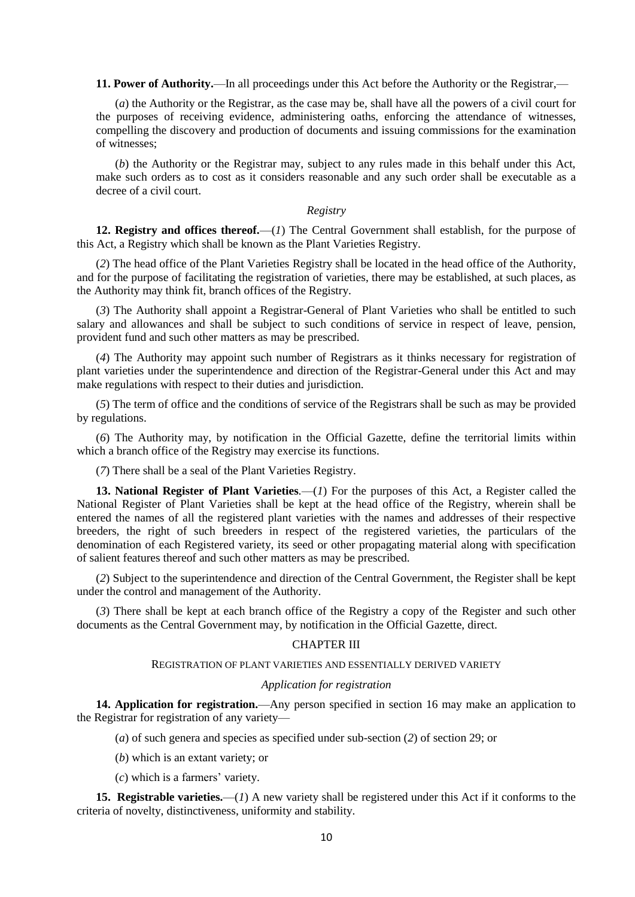**11. Power of Authority.**—In all proceedings under this Act before the Authority or the Registrar,—

(*a*) the Authority or the Registrar, as the case may be, shall have all the powers of a civil court for the purposes of receiving evidence, administering oaths, enforcing the attendance of witnesses, compelling the discovery and production of documents and issuing commissions for the examination of witnesses;

(*b*) the Authority or the Registrar may, subject to any rules made in this behalf under this Act, make such orders as to cost as it considers reasonable and any such order shall be executable as a decree of a civil court.

*Registry*

**12. Registry and offices thereof.**—(*1*) The Central Government shall establish, for the purpose of this Act, a Registry which shall be known as the Plant Varieties Registry.

(*2*) The head office of the Plant Varieties Registry shall be located in the head office of the Authority, and for the purpose of facilitating the registration of varieties, there may be established, at such places, as the Authority may think fit, branch offices of the Registry.

(*3*) The Authority shall appoint a Registrar-General of Plant Varieties who shall be entitled to such salary and allowances and shall be subject to such conditions of service in respect of leave, pension, provident fund and such other matters as may be prescribed.

(*4*) The Authority may appoint such number of Registrars as it thinks necessary for registration of plant varieties under the superintendence and direction of the Registrar-General under this Act and may make regulations with respect to their duties and jurisdiction.

(*5*) The term of office and the conditions of service of the Registrars shall be such as may be provided by regulations.

(*6*) The Authority may, by notification in the Official Gazette, define the territorial limits within which a branch office of the Registry may exercise its functions.

(*7*) There shall be a seal of the Plant Varieties Registry.

**13. National Register of Plant Varieties**.—(*1*) For the purposes of this Act, a Register called the National Register of Plant Varieties shall be kept at the head office of the Registry, wherein shall be entered the names of all the registered plant varieties with the names and addresses of their respective breeders, the right of such breeders in respect of the registered varieties, the particulars of the denomination of each Registered variety, its seed or other propagating material along with specification of salient features thereof and such other matters as may be prescribed.

(*2*) Subject to the superintendence and direction of the Central Government, the Register shall be kept under the control and management of the Authority.

(*3*) There shall be kept at each branch office of the Registry a copy of the Register and such other documents as the Central Government may, by notification in the Official Gazette, direct.

## CHAPTER III

### REGISTRATION OF PLANT VARIETIES AND ESSENTIALLY DERIVED VARIETY

*Application for registration*

**14. Application for registration.**—Any person specified in section 16 may make an application to the Registrar for registration of any variety—

(*a*) of such genera and species as specified under sub-section (*2*) of section 29; or

(*b*) which is an extant variety; or

(*c*) which is a farmers' variety.

**15. Registrable varieties.**—(*1*) A new variety shall be registered under this Act if it conforms to the criteria of novelty, distinctiveness, uniformity and stability.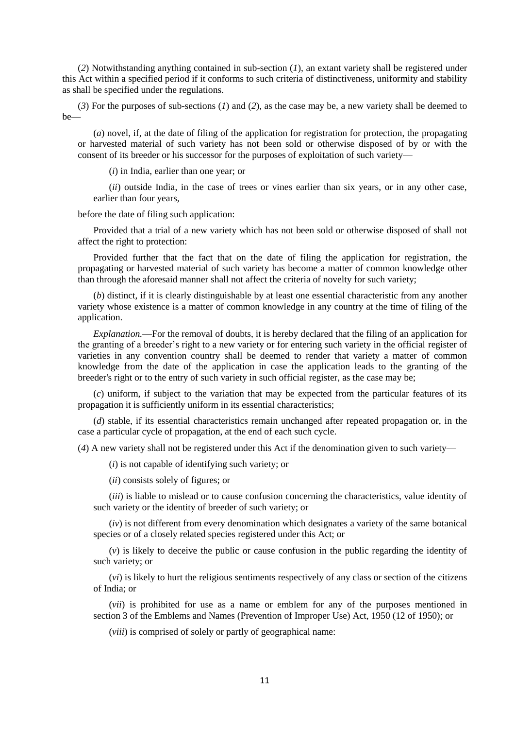(*2*) Notwithstanding anything contained in sub-section (*1*), an extant variety shall be registered under this Act within a specified period if it conforms to such criteria of distinctiveness, uniformity and stability as shall be specified under the regulations.

(*3*) For the purposes of sub-sections (*1*) and (*2*), as the case may be, a new variety shall be deemed to be—

(*a*) novel, if, at the date of filing of the application for registration for protection, the propagating or harvested material of such variety has not been sold or otherwise disposed of by or with the consent of its breeder or his successor for the purposes of exploitation of such variety—

(*i*) in India, earlier than one year; or

(*ii*) outside India, in the case of trees or vines earlier than six years, or in any other case, earlier than four years,

before the date of filing such application:

Provided that a trial of a new variety which has not been sold or otherwise disposed of shall not affect the right to protection:

Provided further that the fact that on the date of filing the application for registration, the propagating or harvested material of such variety has become a matter of common knowledge other than through the aforesaid manner shall not affect the criteria of novelty for such variety;

(*b*) distinct, if it is clearly distinguishable by at least one essential characteristic from any another variety whose existence is a matter of common knowledge in any country at the time of filing of the application.

*Explanation.*—For the removal of doubts, it is hereby declared that the filing of an application for the granting of a breeder's right to a new variety or for entering such variety in the official register of varieties in any convention country shall be deemed to render that variety a matter of common knowledge from the date of the application in case the application leads to the granting of the breeder's right or to the entry of such variety in such official register, as the case may be;

(*c*) uniform, if subject to the variation that may be expected from the particular features of its propagation it is sufficiently uniform in its essential characteristics;

(*d*) stable, if its essential characteristics remain unchanged after repeated propagation or, in the case a particular cycle of propagation, at the end of each such cycle.

(*4*) A new variety shall not be registered under this Act if the denomination given to such variety—

(*i*) is not capable of identifying such variety; or

(*ii*) consists solely of figures; or

(*iii*) is liable to mislead or to cause confusion concerning the characteristics, value identity of such variety or the identity of breeder of such variety; or

(*iv*) is not different from every denomination which designates a variety of the same botanical species or of a closely related species registered under this Act; or

(*v*) is likely to deceive the public or cause confusion in the public regarding the identity of such variety; or

(*vi*) is likely to hurt the religious sentiments respectively of any class or section of the citizens of India; or

(*vii*) is prohibited for use as a name or emblem for any of the purposes mentioned in section 3 of the Emblems and Names (Prevention of Improper Use) Act, 1950 (12 of 1950); or

(*viii*) is comprised of solely or partly of geographical name: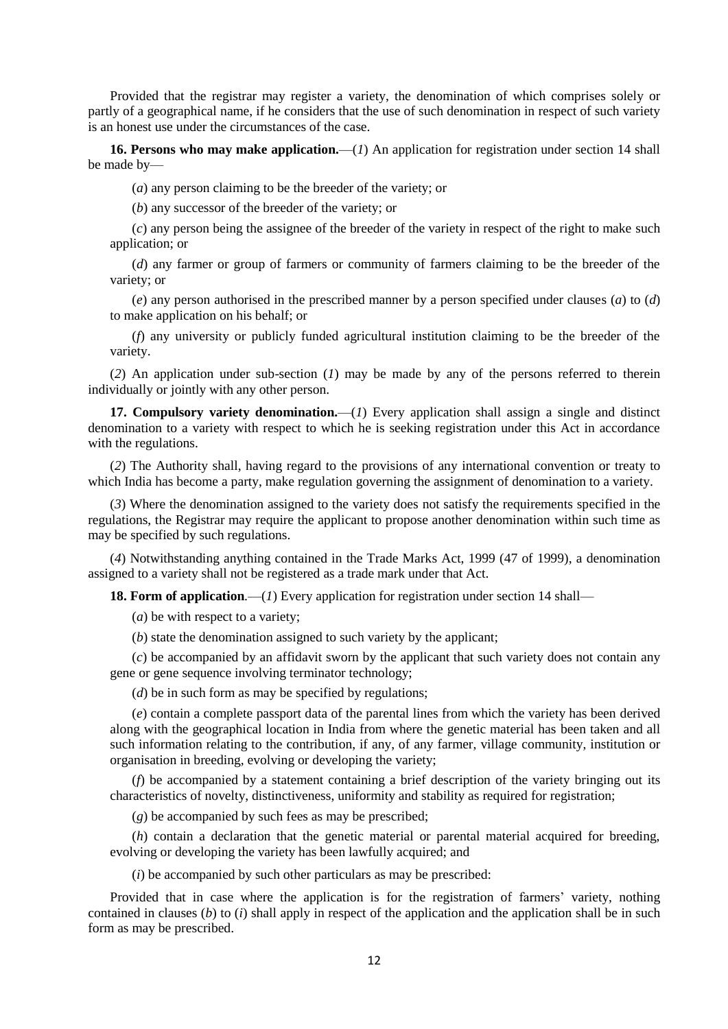Provided that the registrar may register a variety, the denomination of which comprises solely or partly of a geographical name, if he considers that the use of such denomination in respect of such variety is an honest use under the circumstances of the case.

**16. Persons who may make application.**—(*1*) An application for registration under section 14 shall be made by—

(*a*) any person claiming to be the breeder of the variety; or

(*b*) any successor of the breeder of the variety; or

(*c*) any person being the assignee of the breeder of the variety in respect of the right to make such application; or

(*d*) any farmer or group of farmers or community of farmers claiming to be the breeder of the variety; or

(*e*) any person authorised in the prescribed manner by a person specified under clauses (*a*) to (*d*) to make application on his behalf; or

(*f*) any university or publicly funded agricultural institution claiming to be the breeder of the variety.

(*2*) An application under sub-section (*1*) may be made by any of the persons referred to therein individually or jointly with any other person.

**17. Compulsory variety denomination.**—(*1*) Every application shall assign a single and distinct denomination to a variety with respect to which he is seeking registration under this Act in accordance with the regulations.

(*2*) The Authority shall, having regard to the provisions of any international convention or treaty to which India has become a party, make regulation governing the assignment of denomination to a variety.

(*3*) Where the denomination assigned to the variety does not satisfy the requirements specified in the regulations, the Registrar may require the applicant to propose another denomination within such time as may be specified by such regulations.

(*4*) Notwithstanding anything contained in the Trade Marks Act, 1999 (47 of 1999), a denomination assigned to a variety shall not be registered as a trade mark under that Act.

**18. Form of application**.—(*1*) Every application for registration under section 14 shall—

(*a*) be with respect to a variety;

(*b*) state the denomination assigned to such variety by the applicant;

(*c*) be accompanied by an affidavit sworn by the applicant that such variety does not contain any gene or gene sequence involving terminator technology;

(*d*) be in such form as may be specified by regulations;

(*e*) contain a complete passport data of the parental lines from which the variety has been derived along with the geographical location in India from where the genetic material has been taken and all such information relating to the contribution, if any, of any farmer, village community, institution or organisation in breeding, evolving or developing the variety;

(*f*) be accompanied by a statement containing a brief description of the variety bringing out its characteristics of novelty, distinctiveness, uniformity and stability as required for registration;

(*g*) be accompanied by such fees as may be prescribed;

(*h*) contain a declaration that the genetic material or parental material acquired for breeding, evolving or developing the variety has been lawfully acquired; and

(*i*) be accompanied by such other particulars as may be prescribed:

Provided that in case where the application is for the registration of farmers' variety, nothing contained in clauses (*b*) to (*i*) shall apply in respect of the application and the application shall be in such form as may be prescribed.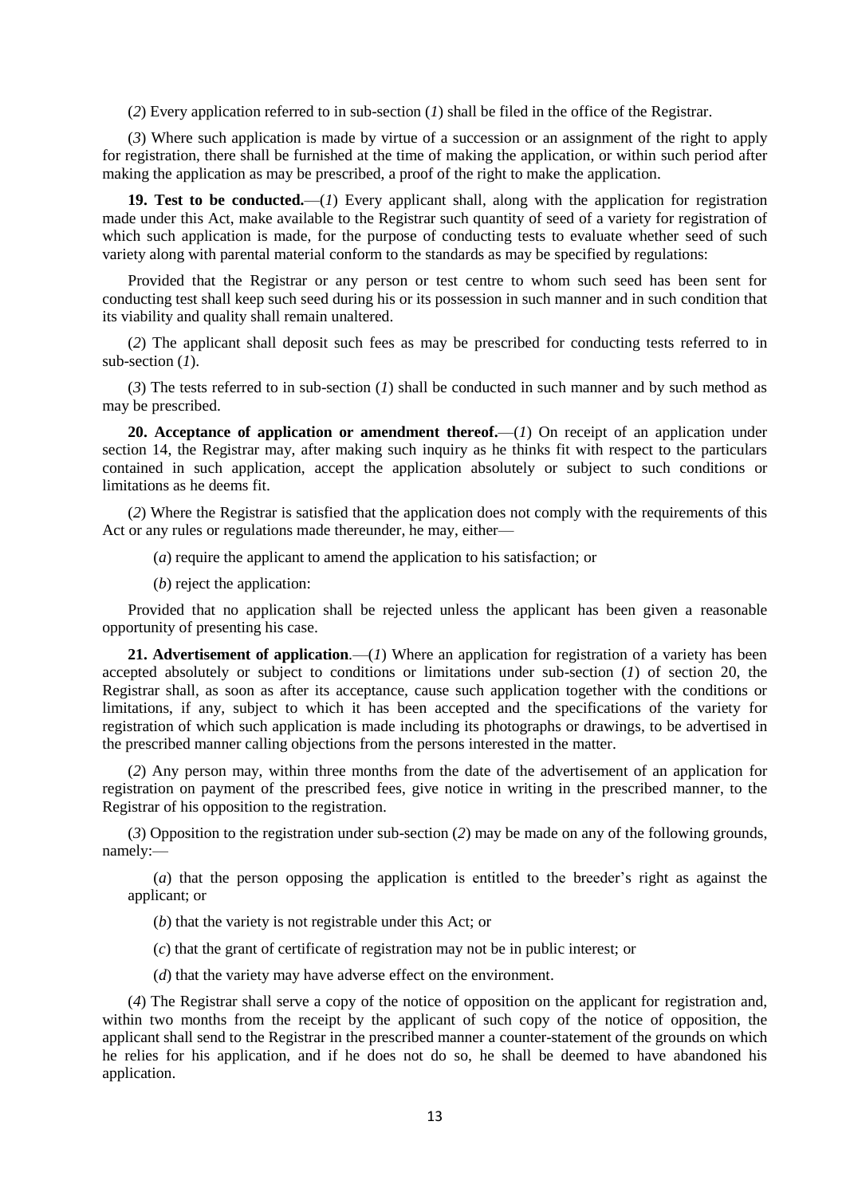(*2*) Every application referred to in sub-section (*1*) shall be filed in the office of the Registrar.

(*3*) Where such application is made by virtue of a succession or an assignment of the right to apply for registration, there shall be furnished at the time of making the application, or within such period after making the application as may be prescribed, a proof of the right to make the application.

**19. Test to be conducted.**—(*1*) Every applicant shall, along with the application for registration made under this Act, make available to the Registrar such quantity of seed of a variety for registration of which such application is made, for the purpose of conducting tests to evaluate whether seed of such variety along with parental material conform to the standards as may be specified by regulations:

Provided that the Registrar or any person or test centre to whom such seed has been sent for conducting test shall keep such seed during his or its possession in such manner and in such condition that its viability and quality shall remain unaltered.

(*2*) The applicant shall deposit such fees as may be prescribed for conducting tests referred to in sub-section (*1*).

(*3*) The tests referred to in sub-section (*1*) shall be conducted in such manner and by such method as may be prescribed.

**20. Acceptance of application or amendment thereof.**—(*1*) On receipt of an application under section 14, the Registrar may, after making such inquiry as he thinks fit with respect to the particulars contained in such application, accept the application absolutely or subject to such conditions or limitations as he deems fit.

(*2*) Where the Registrar is satisfied that the application does not comply with the requirements of this Act or any rules or regulations made thereunder, he may, either—

(*a*) require the applicant to amend the application to his satisfaction; or

(*b*) reject the application:

Provided that no application shall be rejected unless the applicant has been given a reasonable opportunity of presenting his case.

**21. Advertisement of application**.—(*1*) Where an application for registration of a variety has been accepted absolutely or subject to conditions or limitations under sub-section (*1*) of section 20, the Registrar shall, as soon as after its acceptance, cause such application together with the conditions or limitations, if any, subject to which it has been accepted and the specifications of the variety for registration of which such application is made including its photographs or drawings, to be advertised in the prescribed manner calling objections from the persons interested in the matter.

(*2*) Any person may, within three months from the date of the advertisement of an application for registration on payment of the prescribed fees, give notice in writing in the prescribed manner, to the Registrar of his opposition to the registration.

(*3*) Opposition to the registration under sub-section (*2*) may be made on any of the following grounds, namely:—

(*a*) that the person opposing the application is entitled to the breeder's right as against the applicant; or

(*b*) that the variety is not registrable under this Act; or

(*c*) that the grant of certificate of registration may not be in public interest; or

(*d*) that the variety may have adverse effect on the environment.

(*4*) The Registrar shall serve a copy of the notice of opposition on the applicant for registration and, within two months from the receipt by the applicant of such copy of the notice of opposition, the applicant shall send to the Registrar in the prescribed manner a counter-statement of the grounds on which he relies for his application, and if he does not do so, he shall be deemed to have abandoned his application.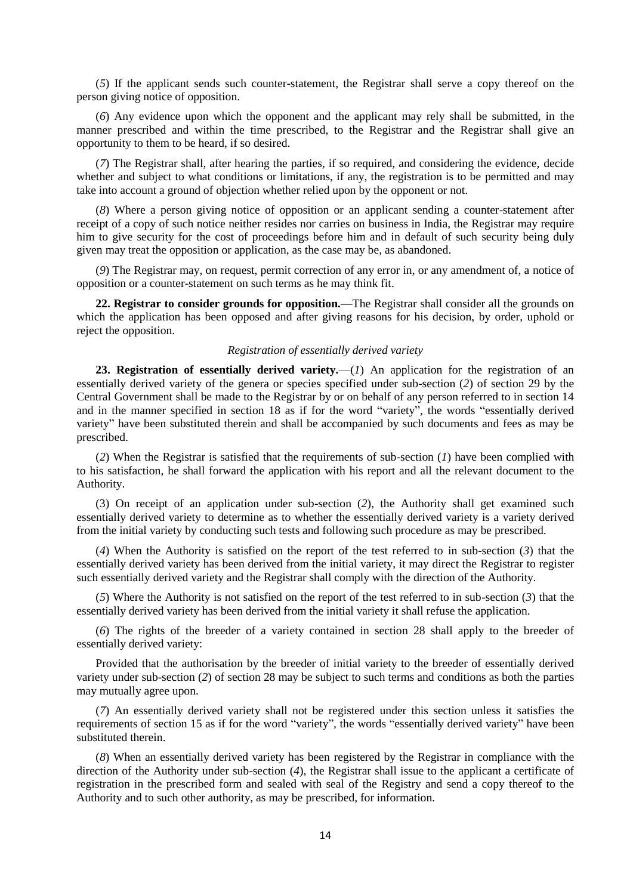(*5*) If the applicant sends such counter-statement, the Registrar shall serve a copy thereof on the person giving notice of opposition.

(*6*) Any evidence upon which the opponent and the applicant may rely shall be submitted, in the manner prescribed and within the time prescribed, to the Registrar and the Registrar shall give an opportunity to them to be heard, if so desired.

(*7*) The Registrar shall, after hearing the parties, if so required, and considering the evidence, decide whether and subject to what conditions or limitations, if any, the registration is to be permitted and may take into account a ground of objection whether relied upon by the opponent or not.

(*8*) Where a person giving notice of opposition or an applicant sending a counter-statement after receipt of a copy of such notice neither resides nor carries on business in India, the Registrar may require him to give security for the cost of proceedings before him and in default of such security being duly given may treat the opposition or application, as the case may be, as abandoned.

(*9*) The Registrar may, on request, permit correction of any error in, or any amendment of, a notice of opposition or a counter-statement on such terms as he may think fit.

**22. Registrar to consider grounds for opposition.**—The Registrar shall consider all the grounds on which the application has been opposed and after giving reasons for his decision, by order, uphold or reject the opposition.

*Registration of essentially derived variety*

**23. Registration of essentially derived variety.**—(*1*) An application for the registration of an essentially derived variety of the genera or species specified under sub-section (*2*) of section 29 by the Central Government shall be made to the Registrar by or on behalf of any person referred to in section 14 and in the manner specified in section 18 as if for the word "variety", the words "essentially derived variety" have been substituted therein and shall be accompanied by such documents and fees as may be prescribed.

(*2*) When the Registrar is satisfied that the requirements of sub-section (*1*) have been complied with to his satisfaction, he shall forward the application with his report and all the relevant document to the Authority.

(3) On receipt of an application under sub-section (*2*), the Authority shall get examined such essentially derived variety to determine as to whether the essentially derived variety is a variety derived from the initial variety by conducting such tests and following such procedure as may be prescribed.

(*4*) When the Authority is satisfied on the report of the test referred to in sub-section (*3*) that the essentially derived variety has been derived from the initial variety, it may direct the Registrar to register such essentially derived variety and the Registrar shall comply with the direction of the Authority.

(*5*) Where the Authority is not satisfied on the report of the test referred to in sub-section (*3*) that the essentially derived variety has been derived from the initial variety it shall refuse the application.

(*6*) The rights of the breeder of a variety contained in section 28 shall apply to the breeder of essentially derived variety:

Provided that the authorisation by the breeder of initial variety to the breeder of essentially derived variety under sub-section (*2*) of section 28 may be subject to such terms and conditions as both the parties may mutually agree upon.

(*7*) An essentially derived variety shall not be registered under this section unless it satisfies the requirements of section 15 as if for the word "variety", the words "essentially derived variety" have been substituted therein.

(*8*) When an essentially derived variety has been registered by the Registrar in compliance with the direction of the Authority under sub-section (*4*), the Registrar shall issue to the applicant a certificate of registration in the prescribed form and sealed with seal of the Registry and send a copy thereof to the Authority and to such other authority, as may be prescribed, for information.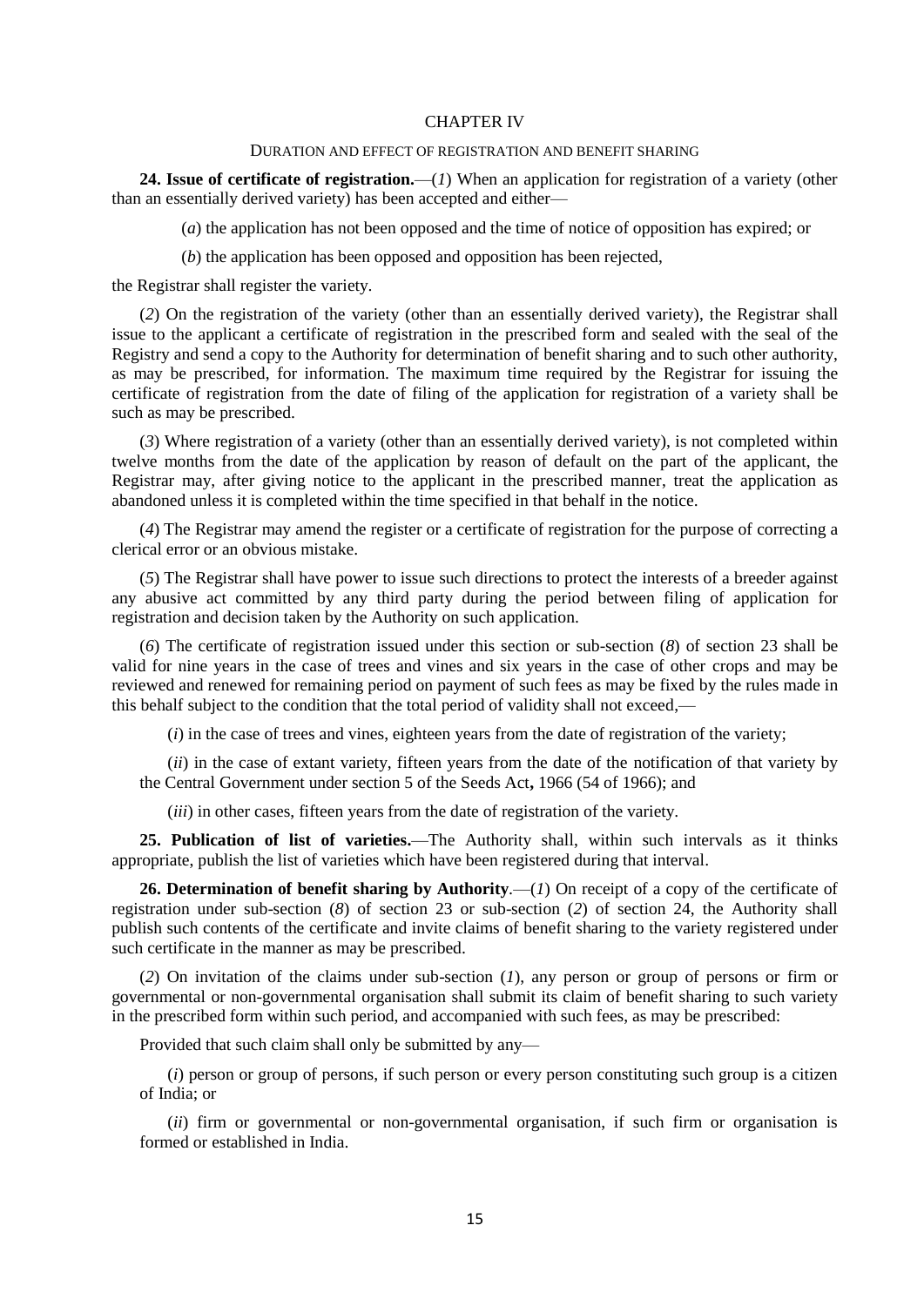## CHAPTER IV

### DURATION AND EFFECT OF REGISTRATION AND BENEFIT SHARING

**24. Issue of certificate of registration.**—(*1*) When an application for registration of a variety (other than an essentially derived variety) has been accepted and either—

(*a*) the application has not been opposed and the time of notice of opposition has expired; or

(*b*) the application has been opposed and opposition has been rejected,

the Registrar shall register the variety.

(*2*) On the registration of the variety (other than an essentially derived variety), the Registrar shall issue to the applicant a certificate of registration in the prescribed form and sealed with the seal of the Registry and send a copy to the Authority for determination of benefit sharing and to such other authority, as may be prescribed, for information. The maximum time required by the Registrar for issuing the certificate of registration from the date of filing of the application for registration of a variety shall be such as may be prescribed.

(*3*) Where registration of a variety (other than an essentially derived variety), is not completed within twelve months from the date of the application by reason of default on the part of the applicant, the Registrar may, after giving notice to the applicant in the prescribed manner, treat the application as abandoned unless it is completed within the time specified in that behalf in the notice.

(*4*) The Registrar may amend the register or a certificate of registration for the purpose of correcting a clerical error or an obvious mistake.

(*5*) The Registrar shall have power to issue such directions to protect the interests of a breeder against any abusive act committed by any third party during the period between filing of application for registration and decision taken by the Authority on such application.

(*6*) The certificate of registration issued under this section or sub-section (*8*) of section 23 shall be valid for nine years in the case of trees and vines and six years in the case of other crops and may be reviewed and renewed for remaining period on payment of such fees as may be fixed by the rules made in this behalf subject to the condition that the total period of validity shall not exceed,—

(*i*) in the case of trees and vines, eighteen years from the date of registration of the variety;

(*ii*) in the case of extant variety, fifteen years from the date of the notification of that variety by the Central Government under section 5 of the Seeds Act**,** 1966 (54 of 1966); and

(*iii*) in other cases, fifteen years from the date of registration of the variety.

**25. Publication of list of varieties.**—The Authority shall, within such intervals as it thinks appropriate, publish the list of varieties which have been registered during that interval.

**26. Determination of benefit sharing by Authority**.—(*1*) On receipt of a copy of the certificate of registration under sub-section (*8*) of section 23 or sub-section (*2*) of section 24, the Authority shall publish such contents of the certificate and invite claims of benefit sharing to the variety registered under such certificate in the manner as may be prescribed.

(*2*) On invitation of the claims under sub-section (*1*), any person or group of persons or firm or governmental or non-governmental organisation shall submit its claim of benefit sharing to such variety in the prescribed form within such period, and accompanied with such fees, as may be prescribed:

Provided that such claim shall only be submitted by any—

(*i*) person or group of persons, if such person or every person constituting such group is a citizen of India; or

(*ii*) firm or governmental or non-governmental organisation, if such firm or organisation is formed or established in India.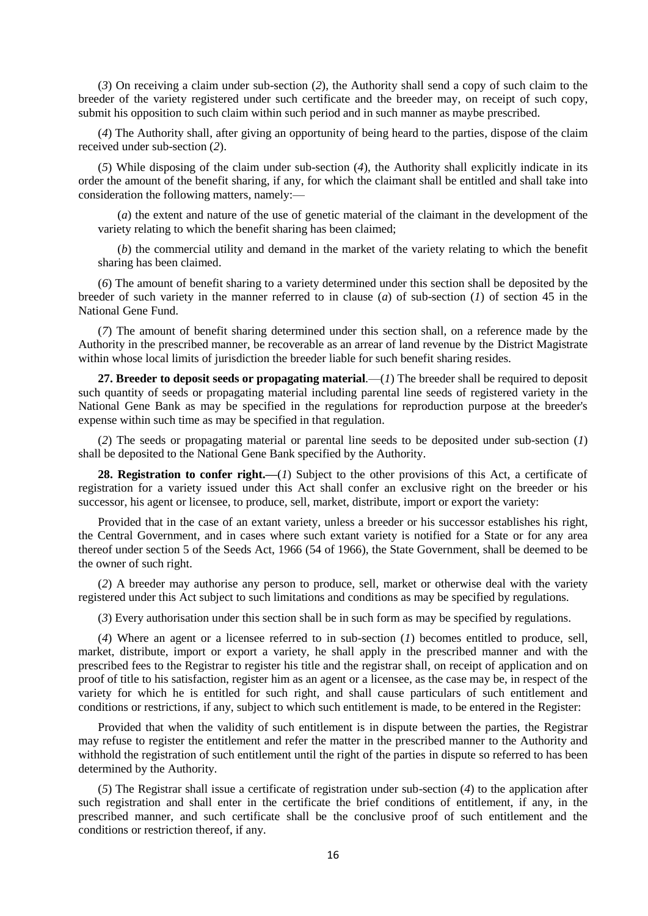(*3*) On receiving a claim under sub-section (*2*), the Authority shall send a copy of such claim to the breeder of the variety registered under such certificate and the breeder may, on receipt of such copy, submit his opposition to such claim within such period and in such manner as maybe prescribed.

(*4*) The Authority shall, after giving an opportunity of being heard to the parties, dispose of the claim received under sub-section (*2*).

(*5*) While disposing of the claim under sub-section (*4*), the Authority shall explicitly indicate in its order the amount of the benefit sharing, if any, for which the claimant shall be entitled and shall take into consideration the following matters, namely:—

(*a*) the extent and nature of the use of genetic material of the claimant in the development of the variety relating to which the benefit sharing has been claimed;

(*b*) the commercial utility and demand in the market of the variety relating to which the benefit sharing has been claimed.

(*6*) The amount of benefit sharing to a variety determined under this section shall be deposited by the breeder of such variety in the manner referred to in clause (*a*) of sub-section (*1*) of section 45 in the National Gene Fund.

(*7*) The amount of benefit sharing determined under this section shall, on a reference made by the Authority in the prescribed manner, be recoverable as an arrear of land revenue by the District Magistrate within whose local limits of jurisdiction the breeder liable for such benefit sharing resides.

**27. Breeder to deposit seeds or propagating material**.—(*1*) The breeder shall be required to deposit such quantity of seeds or propagating material including parental line seeds of registered variety in the National Gene Bank as may be specified in the regulations for reproduction purpose at the breeder's expense within such time as may be specified in that regulation.

(*2*) The seeds or propagating material or parental line seeds to be deposited under sub-section (*1*) shall be deposited to the National Gene Bank specified by the Authority.

**28. Registration to confer right.—**(*1*) Subject to the other provisions of this Act, a certificate of registration for a variety issued under this Act shall confer an exclusive right on the breeder or his successor, his agent or licensee, to produce, sell, market, distribute, import or export the variety:

Provided that in the case of an extant variety, unless a breeder or his successor establishes his right, the Central Government, and in cases where such extant variety is notified for a State or for any area thereof under section 5 of the Seeds Act, 1966 (54 of 1966), the State Government, shall be deemed to be the owner of such right.

(*2*) A breeder may authorise any person to produce, sell, market or otherwise deal with the variety registered under this Act subject to such limitations and conditions as may be specified by regulations.

(*3*) Every authorisation under this section shall be in such form as may be specified by regulations.

(*4*) Where an agent or a licensee referred to in sub-section (*1*) becomes entitled to produce, sell, market, distribute, import or export a variety, he shall apply in the prescribed manner and with the prescribed fees to the Registrar to register his title and the registrar shall, on receipt of application and on proof of title to his satisfaction, register him as an agent or a licensee, as the case may be, in respect of the variety for which he is entitled for such right, and shall cause particulars of such entitlement and conditions or restrictions, if any, subject to which such entitlement is made, to be entered in the Register:

Provided that when the validity of such entitlement is in dispute between the parties, the Registrar may refuse to register the entitlement and refer the matter in the prescribed manner to the Authority and withhold the registration of such entitlement until the right of the parties in dispute so referred to has been determined by the Authority.

(*5*) The Registrar shall issue a certificate of registration under sub-section (*4*) to the application after such registration and shall enter in the certificate the brief conditions of entitlement, if any, in the prescribed manner, and such certificate shall be the conclusive proof of such entitlement and the conditions or restriction thereof, if any.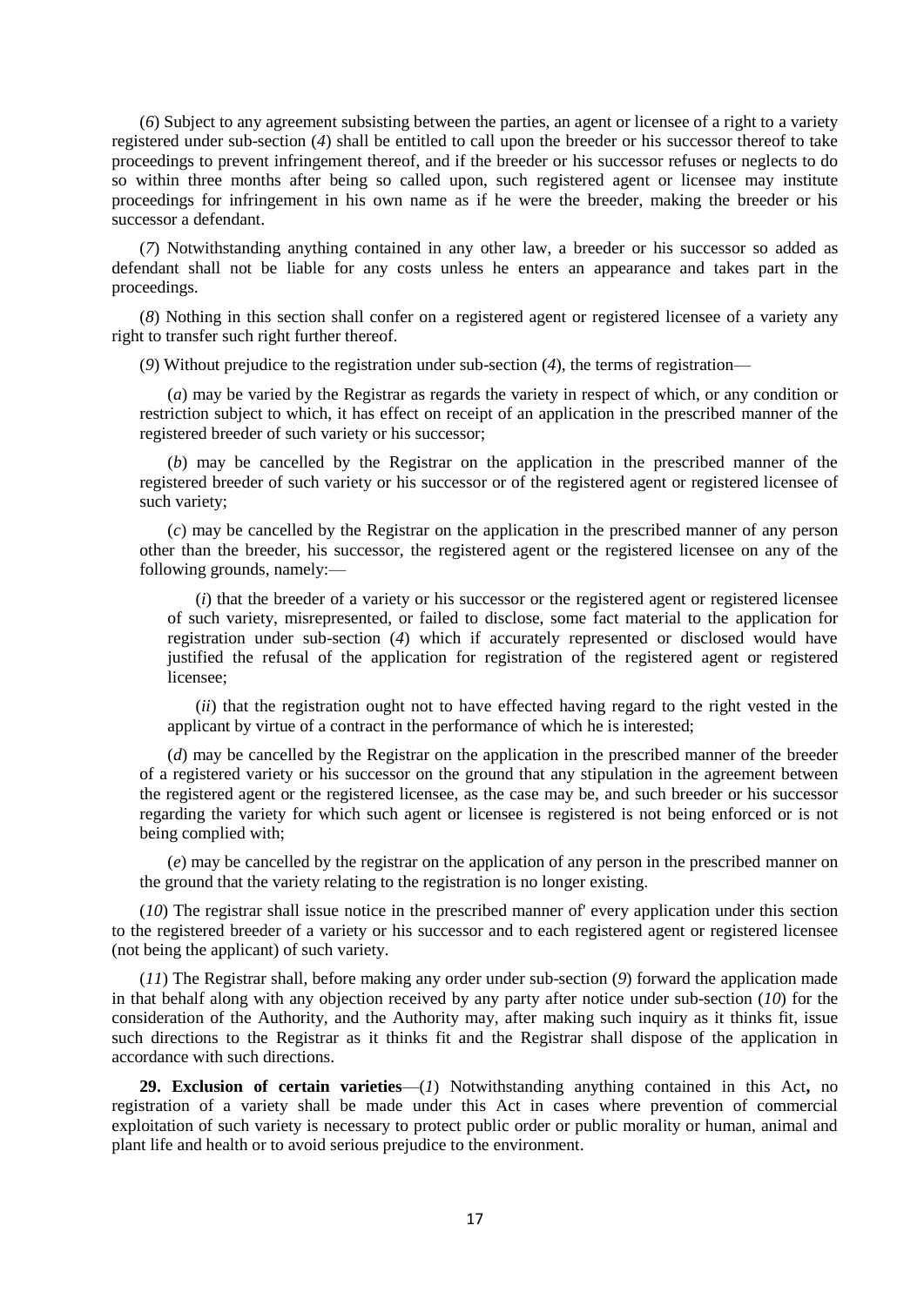(*6*) Subject to any agreement subsisting between the parties, an agent or licensee of a right to a variety registered under sub-section (*4*) shall be entitled to call upon the breeder or his successor thereof to take proceedings to prevent infringement thereof, and if the breeder or his successor refuses or neglects to do so within three months after being so called upon, such registered agent or licensee may institute proceedings for infringement in his own name as if he were the breeder, making the breeder or his successor a defendant.

(*7*) Notwithstanding anything contained in any other law, a breeder or his successor so added as defendant shall not be liable for any costs unless he enters an appearance and takes part in the proceedings.

(*8*) Nothing in this section shall confer on a registered agent or registered licensee of a variety any right to transfer such right further thereof.

(*9*) Without prejudice to the registration under sub-section (*4*), the terms of registration—

(*a*) may be varied by the Registrar as regards the variety in respect of which, or any condition or restriction subject to which, it has effect on receipt of an application in the prescribed manner of the registered breeder of such variety or his successor;

(*b*) may be cancelled by the Registrar on the application in the prescribed manner of the registered breeder of such variety or his successor or of the registered agent or registered licensee of such variety;

(*c*) may be cancelled by the Registrar on the application in the prescribed manner of any person other than the breeder, his successor, the registered agent or the registered licensee on any of the following grounds, namely:—

(*i*) that the breeder of a variety or his successor or the registered agent or registered licensee of such variety, misrepresented, or failed to disclose, some fact material to the application for registration under sub-section (*4*) which if accurately represented or disclosed would have justified the refusal of the application for registration of the registered agent or registered licensee;

(*ii*) that the registration ought not to have effected having regard to the right vested in the applicant by virtue of a contract in the performance of which he is interested;

(*d*) may be cancelled by the Registrar on the application in the prescribed manner of the breeder of a registered variety or his successor on the ground that any stipulation in the agreement between the registered agent or the registered licensee, as the case may be, and such breeder or his successor regarding the variety for which such agent or licensee is registered is not being enforced or is not being complied with;

(*e*) may be cancelled by the registrar on the application of any person in the prescribed manner on the ground that the variety relating to the registration is no longer existing.

(*10*) The registrar shall issue notice in the prescribed manner of' every application under this section to the registered breeder of a variety or his successor and to each registered agent or registered licensee (not being the applicant) of such variety.

(*11*) The Registrar shall, before making any order under sub-section (*9*) forward the application made in that behalf along with any objection received by any party after notice under sub-section (*10*) for the consideration of the Authority, and the Authority may, after making such inquiry as it thinks fit, issue such directions to the Registrar as it thinks fit and the Registrar shall dispose of the application in accordance with such directions.

**29. Exclusion of certain varieties**—(*1*) Notwithstanding anything contained in this Act**,** no registration of a variety shall be made under this Act in cases where prevention of commercial exploitation of such variety is necessary to protect public order or public morality or human, animal and plant life and health or to avoid serious prejudice to the environment.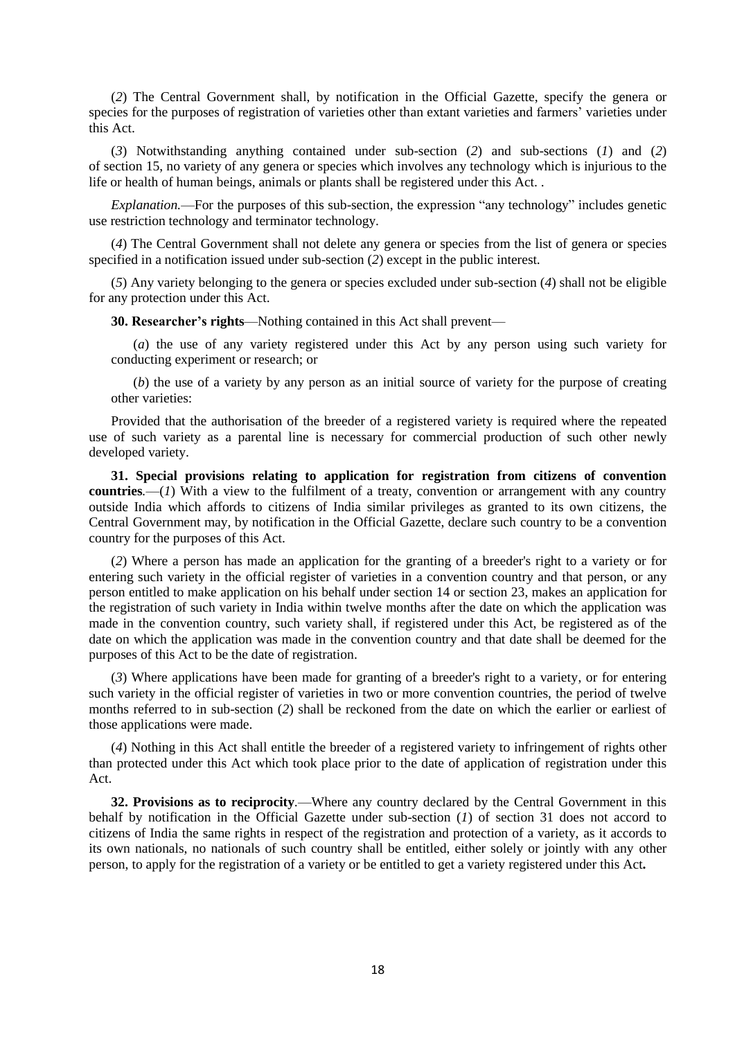(*2*) The Central Government shall, by notification in the Official Gazette, specify the genera or species for the purposes of registration of varieties other than extant varieties and farmers' varieties under this Act.

(*3*) Notwithstanding anything contained under sub-section (*2*) and sub-sections (*1*) and (*2*) of section 15, no variety of any genera or species which involves any technology which is injurious to the life or health of human beings, animals or plants shall be registered under this Act. .

*Explanation.*—For the purposes of this sub-section, the expression "any technology" includes genetic use restriction technology and terminator technology.

(*4*) The Central Government shall not delete any genera or species from the list of genera or species specified in a notification issued under sub-section (*2*) except in the public interest.

(*5*) Any variety belonging to the genera or species excluded under sub-section (*4*) shall not be eligible for any protection under this Act.

**30. Researcher's rights**—Nothing contained in this Act shall prevent—

(*a*) the use of any variety registered under this Act by any person using such variety for conducting experiment or research; or

(*b*) the use of a variety by any person as an initial source of variety for the purpose of creating other varieties:

Provided that the authorisation of the breeder of a registered variety is required where the repeated use of such variety as a parental line is necessary for commercial production of such other newly developed variety.

**31. Special provisions relating to application for registration from citizens of convention countries**.—(*1*) With a view to the fulfilment of a treaty, convention or arrangement with any country outside India which affords to citizens of India similar privileges as granted to its own citizens, the Central Government may, by notification in the Official Gazette, declare such country to be a convention country for the purposes of this Act.

(*2*) Where a person has made an application for the granting of a breeder's right to a variety or for entering such variety in the official register of varieties in a convention country and that person, or any person entitled to make application on his behalf under section 14 or section 23, makes an application for the registration of such variety in India within twelve months after the date on which the application was made in the convention country, such variety shall, if registered under this Act, be registered as of the date on which the application was made in the convention country and that date shall be deemed for the purposes of this Act to be the date of registration.

(*3*) Where applications have been made for granting of a breeder's right to a variety, or for entering such variety in the official register of varieties in two or more convention countries, the period of twelve months referred to in sub-section (*2*) shall be reckoned from the date on which the earlier or earliest of those applications were made.

(*4*) Nothing in this Act shall entitle the breeder of a registered variety to infringement of rights other than protected under this Act which took place prior to the date of application of registration under this Act.

**32. Provisions as to reciprocity**.—Where any country declared by the Central Government in this behalf by notification in the Official Gazette under sub-section (*1*) of section 31 does not accord to citizens of India the same rights in respect of the registration and protection of a variety, as it accords to its own nationals, no nationals of such country shall be entitled, either solely or jointly with any other person, to apply for the registration of a variety or be entitled to get a variety registered under this Act**.**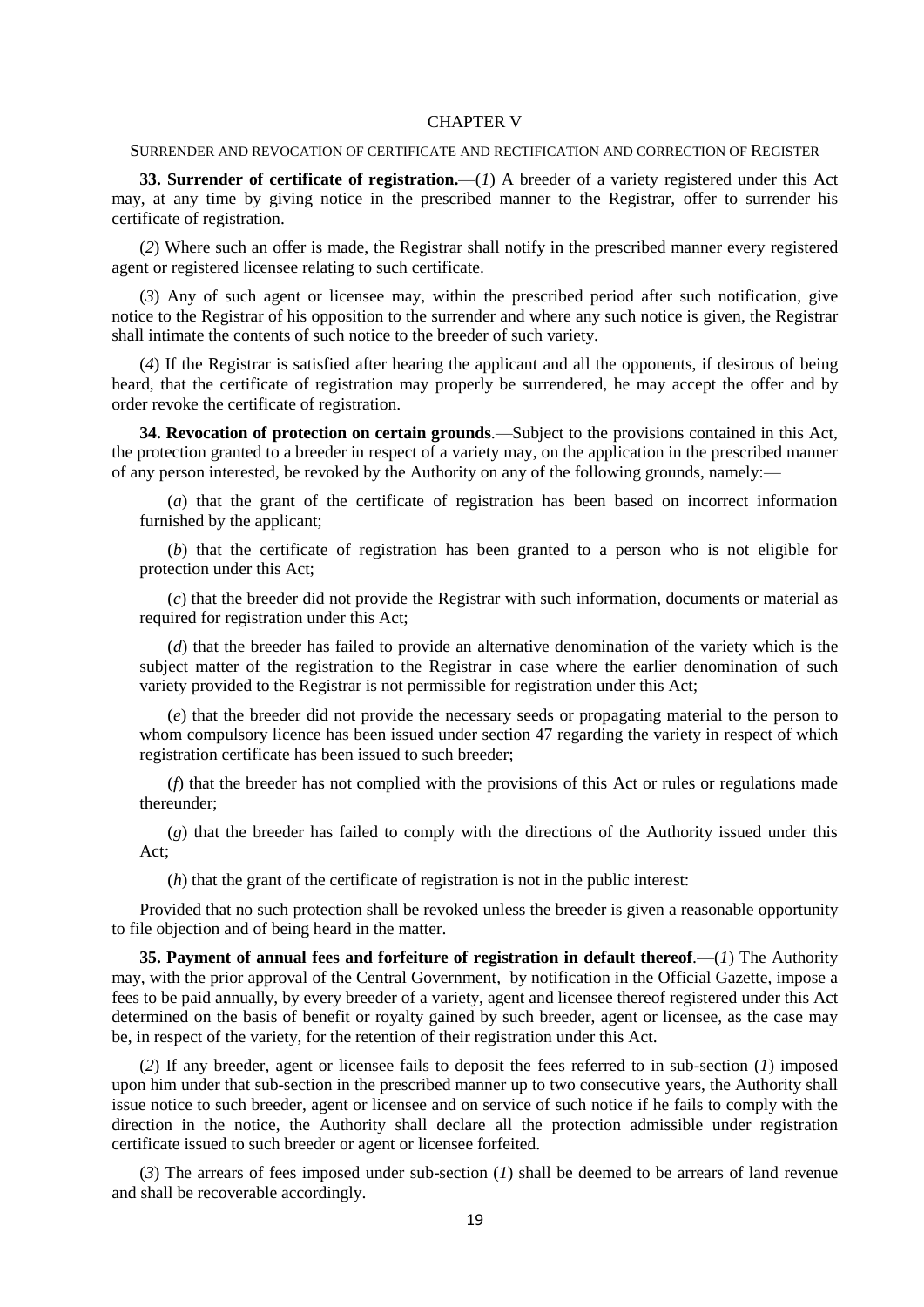## CHAPTER V

### SURRENDER AND REVOCATION OF CERTIFICATE AND RECTIFICATION AND CORRECTION OF REGISTER

**33. Surrender of certificate of registration.**—(*1*) A breeder of a variety registered under this Act may, at any time by giving notice in the prescribed manner to the Registrar, offer to surrender his certificate of registration.

(*2*) Where such an offer is made, the Registrar shall notify in the prescribed manner every registered agent or registered licensee relating to such certificate.

(*3*) Any of such agent or licensee may, within the prescribed period after such notification, give notice to the Registrar of his opposition to the surrender and where any such notice is given, the Registrar shall intimate the contents of such notice to the breeder of such variety.

(*4*) If the Registrar is satisfied after hearing the applicant and all the opponents, if desirous of being heard, that the certificate of registration may properly be surrendered, he may accept the offer and by order revoke the certificate of registration.

**34. Revocation of protection on certain grounds**.—Subject to the provisions contained in this Act, the protection granted to a breeder in respect of a variety may, on the application in the prescribed manner of any person interested, be revoked by the Authority on any of the following grounds, namely:—

(*a*) that the grant of the certificate of registration has been based on incorrect information furnished by the applicant;

(*b*) that the certificate of registration has been granted to a person who is not eligible for protection under this Act;

(*c*) that the breeder did not provide the Registrar with such information, documents or material as required for registration under this Act;

(*d*) that the breeder has failed to provide an alternative denomination of the variety which is the subject matter of the registration to the Registrar in case where the earlier denomination of such variety provided to the Registrar is not permissible for registration under this Act;

(*e*) that the breeder did not provide the necessary seeds or propagating material to the person to whom compulsory licence has been issued under section 47 regarding the variety in respect of which registration certificate has been issued to such breeder;

(*f*) that the breeder has not complied with the provisions of this Act or rules or regulations made thereunder;

(*g*) that the breeder has failed to comply with the directions of the Authority issued under this Act;

(*h*) that the grant of the certificate of registration is not in the public interest:

Provided that no such protection shall be revoked unless the breeder is given a reasonable opportunity to file objection and of being heard in the matter.

**35. Payment of annual fees and forfeiture of registration in default thereof**.—(*1*) The Authority may, with the prior approval of the Central Government, by notification in the Official Gazette, impose a fees to be paid annually, by every breeder of a variety, agent and licensee thereof registered under this Act determined on the basis of benefit or royalty gained by such breeder, agent or licensee, as the case may be, in respect of the variety, for the retention of their registration under this Act.

(*2*) If any breeder, agent or licensee fails to deposit the fees referred to in sub-section (*1*) imposed upon him under that sub-section in the prescribed manner up to two consecutive years, the Authority shall issue notice to such breeder, agent or licensee and on service of such notice if he fails to comply with the direction in the notice, the Authority shall declare all the protection admissible under registration certificate issued to such breeder or agent or licensee forfeited.

(*3*) The arrears of fees imposed under sub-section (*1*) shall be deemed to be arrears of land revenue and shall be recoverable accordingly.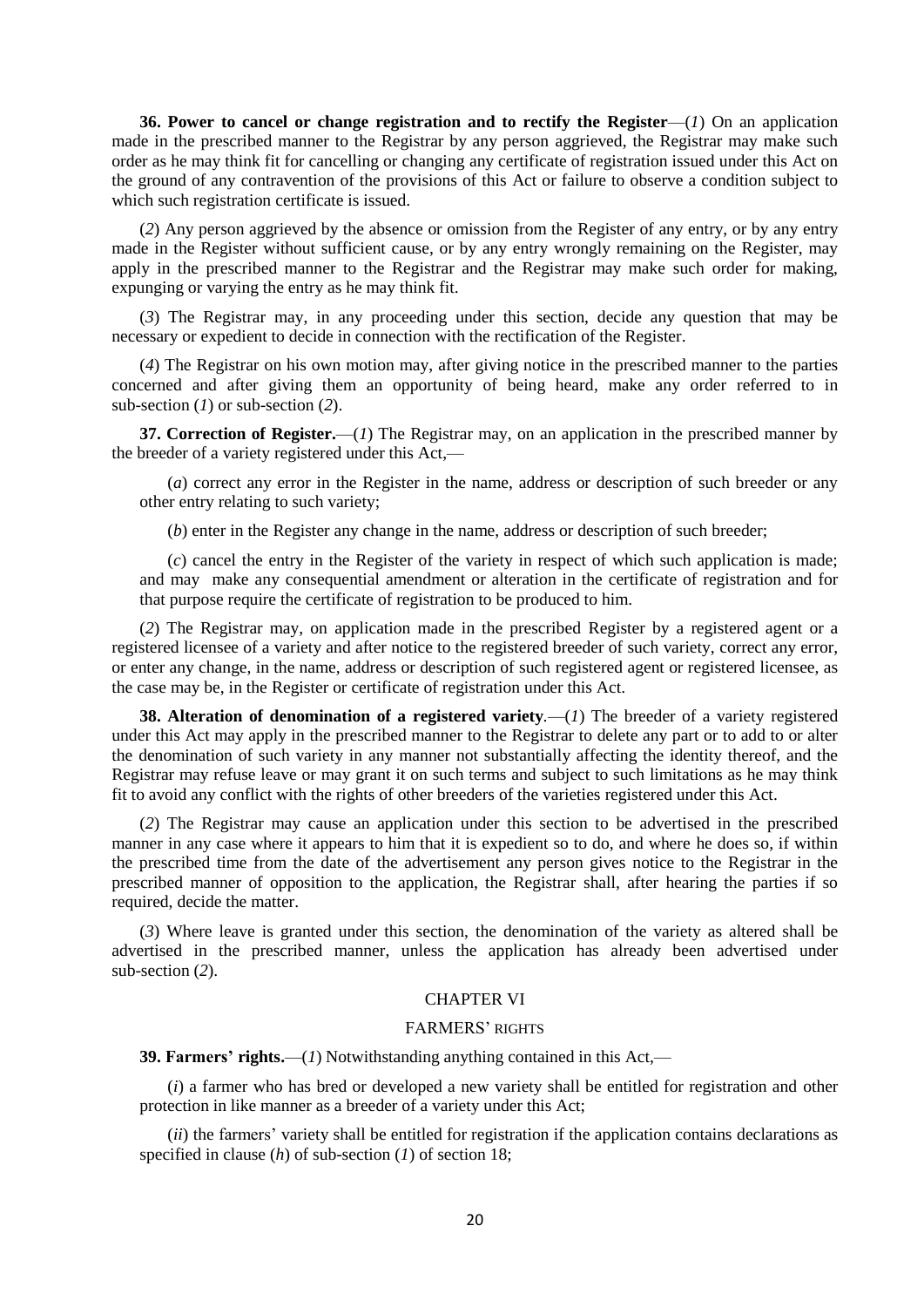**36. Power to cancel or change registration and to rectify the Register**—(*1*) On an application made in the prescribed manner to the Registrar by any person aggrieved, the Registrar may make such order as he may think fit for cancelling or changing any certificate of registration issued under this Act on the ground of any contravention of the provisions of this Act or failure to observe a condition subject to which such registration certificate is issued.

(*2*) Any person aggrieved by the absence or omission from the Register of any entry, or by any entry made in the Register without sufficient cause, or by any entry wrongly remaining on the Register, may apply in the prescribed manner to the Registrar and the Registrar may make such order for making, expunging or varying the entry as he may think fit.

(*3*) The Registrar may, in any proceeding under this section, decide any question that may be necessary or expedient to decide in connection with the rectification of the Register.

(*4*) The Registrar on his own motion may, after giving notice in the prescribed manner to the parties concerned and after giving them an opportunity of being heard, make any order referred to in sub-section (*1*) or sub-section (*2*).

**37. Correction of Register.**—(*1*) The Registrar may, on an application in the prescribed manner by the breeder of a variety registered under this Act,—

(*a*) correct any error in the Register in the name, address or description of such breeder or any other entry relating to such variety;

(*b*) enter in the Register any change in the name, address or description of such breeder;

(*c*) cancel the entry in the Register of the variety in respect of which such application is made; and may make any consequential amendment or alteration in the certificate of registration and for that purpose require the certificate of registration to be produced to him.

(*2*) The Registrar may, on application made in the prescribed Register by a registered agent or a registered licensee of a variety and after notice to the registered breeder of such variety, correct any error, or enter any change, in the name, address or description of such registered agent or registered licensee, as the case may be, in the Register or certificate of registration under this Act.

**38. Alteration of denomination of a registered variety**.—(*1*) The breeder of a variety registered under this Act may apply in the prescribed manner to the Registrar to delete any part or to add to or alter the denomination of such variety in any manner not substantially affecting the identity thereof, and the Registrar may refuse leave or may grant it on such terms and subject to such limitations as he may think fit to avoid any conflict with the rights of other breeders of the varieties registered under this Act.

(*2*) The Registrar may cause an application under this section to be advertised in the prescribed manner in any case where it appears to him that it is expedient so to do, and where he does so, if within the prescribed time from the date of the advertisement any person gives notice to the Registrar in the prescribed manner of opposition to the application, the Registrar shall, after hearing the parties if so required, decide the matter.

(*3*) Where leave is granted under this section, the denomination of the variety as altered shall be advertised in the prescribed manner, unless the application has already been advertised under sub-section (*2*).

## CHAPTER VI

## FARMERS' RIGHTS

**39. Farmers' rights.**—(*1*) Notwithstanding anything contained in this Act,—

(*i*) a farmer who has bred or developed a new variety shall be entitled for registration and other protection in like manner as a breeder of a variety under this Act;

(*ii*) the farmers' variety shall be entitled for registration if the application contains declarations as specified in clause (*h*) of sub-section (*1*) of section 18;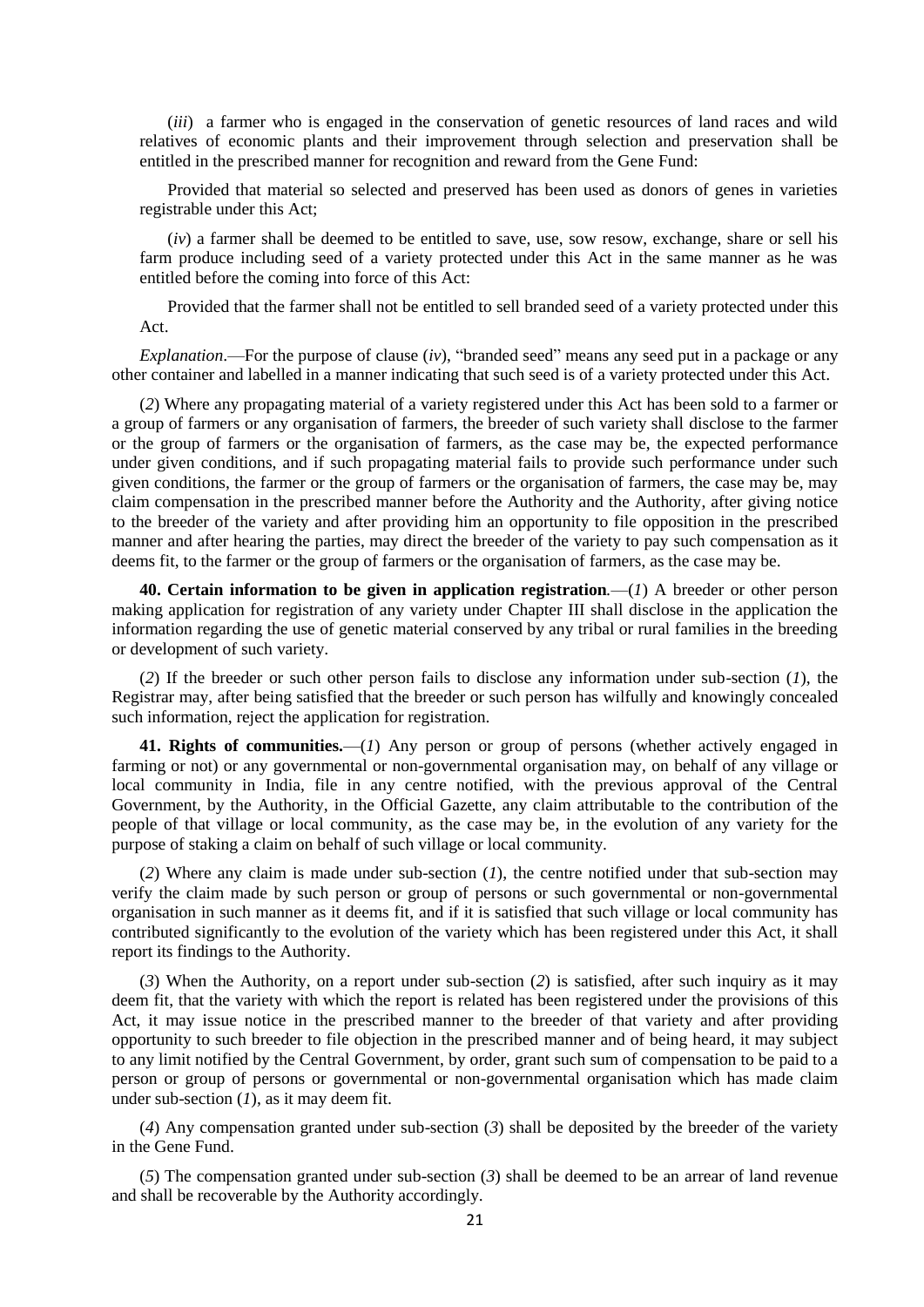(*iii*) a farmer who is engaged in the conservation of genetic resources of land races and wild relatives of economic plants and their improvement through selection and preservation shall be entitled in the prescribed manner for recognition and reward from the Gene Fund:

Provided that material so selected and preserved has been used as donors of genes in varieties registrable under this Act;

(*iv*) a farmer shall be deemed to be entitled to save, use, sow resow, exchange, share or sell his farm produce including seed of a variety protected under this Act in the same manner as he was entitled before the coming into force of this Act:

Provided that the farmer shall not be entitled to sell branded seed of a variety protected under this Act.

*Explanation*.—For the purpose of clause (*iv*), "branded seed" means any seed put in a package or any other container and labelled in a manner indicating that such seed is of a variety protected under this Act.

(*2*) Where any propagating material of a variety registered under this Act has been sold to a farmer or a group of farmers or any organisation of farmers, the breeder of such variety shall disclose to the farmer or the group of farmers or the organisation of farmers, as the case may be, the expected performance under given conditions, and if such propagating material fails to provide such performance under such given conditions, the farmer or the group of farmers or the organisation of farmers, the case may be, may claim compensation in the prescribed manner before the Authority and the Authority, after giving notice to the breeder of the variety and after providing him an opportunity to file opposition in the prescribed manner and after hearing the parties, may direct the breeder of the variety to pay such compensation as it deems fit, to the farmer or the group of farmers or the organisation of farmers, as the case may be.

**40. Certain information to be given in application registration***.*—(*1*) A breeder or other person making application for registration of any variety under Chapter III shall disclose in the application the information regarding the use of genetic material conserved by any tribal or rural families in the breeding or development of such variety.

(*2*) If the breeder or such other person fails to disclose any information under sub-section (*1*), the Registrar may, after being satisfied that the breeder or such person has wilfully and knowingly concealed such information, reject the application for registration.

**41. Rights of communities.**—(*1*) Any person or group of persons (whether actively engaged in farming or not) or any governmental or non-governmental organisation may, on behalf of any village or local community in India, file in any centre notified, with the previous approval of the Central Government, by the Authority, in the Official Gazette, any claim attributable to the contribution of the people of that village or local community, as the case may be, in the evolution of any variety for the purpose of staking a claim on behalf of such village or local community.

(*2*) Where any claim is made under sub-section (*1*), the centre notified under that sub-section may verify the claim made by such person or group of persons or such governmental or non-governmental organisation in such manner as it deems fit, and if it is satisfied that such village or local community has contributed significantly to the evolution of the variety which has been registered under this Act, it shall report its findings to the Authority.

(*3*) When the Authority, on a report under sub-section (*2*) is satisfied, after such inquiry as it may deem fit, that the variety with which the report is related has been registered under the provisions of this Act, it may issue notice in the prescribed manner to the breeder of that variety and after providing opportunity to such breeder to file objection in the prescribed manner and of being heard, it may subject to any limit notified by the Central Government, by order, grant such sum of compensation to be paid to a person or group of persons or governmental or non-governmental organisation which has made claim under sub-section (*1*), as it may deem fit.

(*4*) Any compensation granted under sub-section (*3*) shall be deposited by the breeder of the variety in the Gene Fund.

(*5*) The compensation granted under sub-section (*3*) shall be deemed to be an arrear of land revenue and shall be recoverable by the Authority accordingly.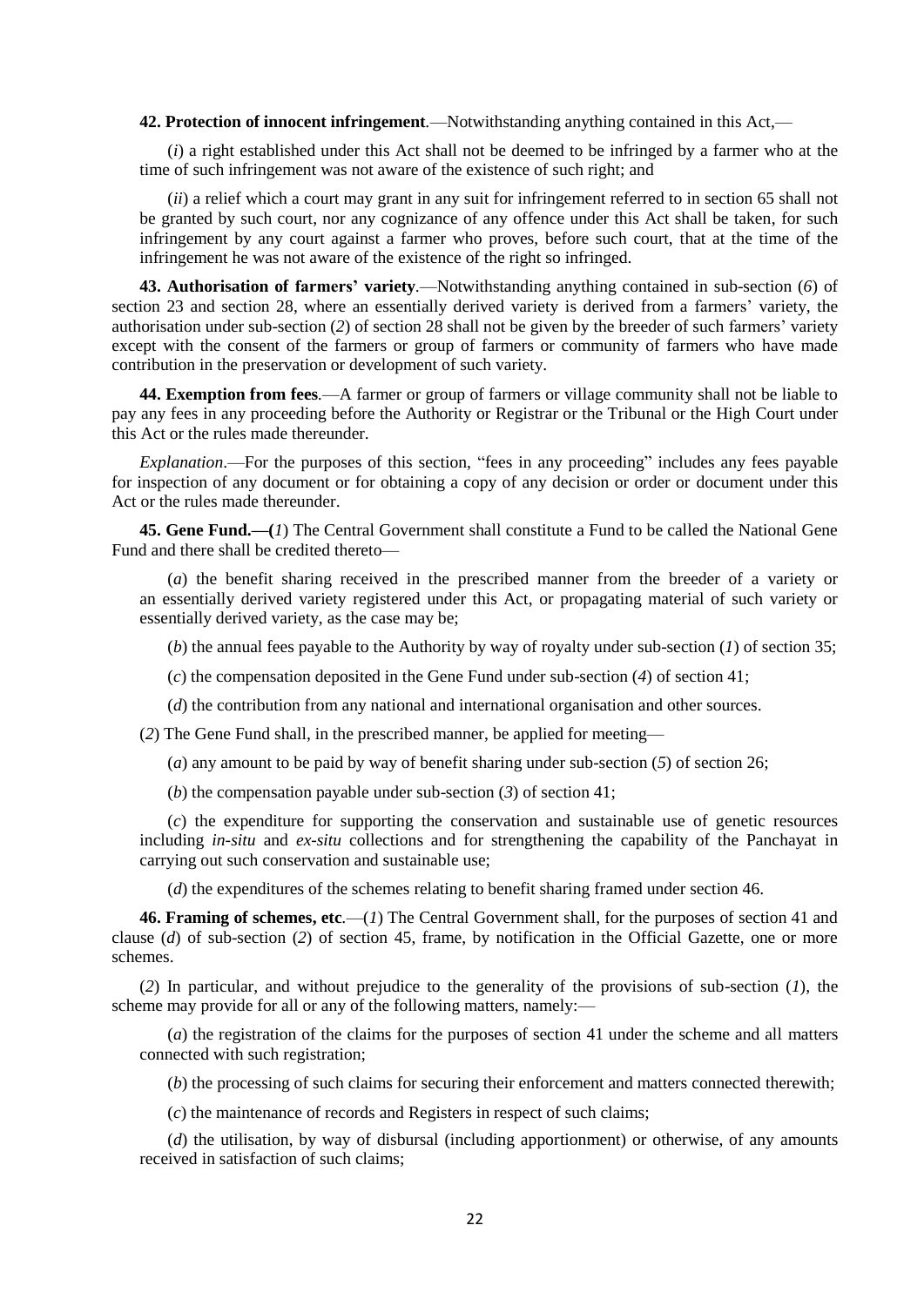**42. Protection of innocent infringement**.—Notwithstanding anything contained in this Act,—

(*i*) a right established under this Act shall not be deemed to be infringed by a farmer who at the time of such infringement was not aware of the existence of such right; and

(*ii*) a relief which a court may grant in any suit for infringement referred to in section 65 shall not be granted by such court, nor any cognizance of any offence under this Act shall be taken, for such infringement by any court against a farmer who proves, before such court, that at the time of the infringement he was not aware of the existence of the right so infringed.

**43. Authorisation of farmers' variety**.—Notwithstanding anything contained in sub-section (*6*) of section 23 and section 28, where an essentially derived variety is derived from a farmers' variety, the authorisation under sub-section (*2*) of section 28 shall not be given by the breeder of such farmers' variety except with the consent of the farmers or group of farmers or community of farmers who have made contribution in the preservation or development of such variety.

**44. Exemption from fees**.—A farmer or group of farmers or village community shall not be liable to pay any fees in any proceeding before the Authority or Registrar or the Tribunal or the High Court under this Act or the rules made thereunder.

*Explanation*.—For the purposes of this section, "fees in any proceeding" includes any fees payable for inspection of any document or for obtaining a copy of any decision or order or document under this Act or the rules made thereunder.

**45. Gene Fund.—(*1*)** The Central Government shall constitute a Fund to be called the National Gene Fund and there shall be credited thereto—

(*a*) the benefit sharing received in the prescribed manner from the breeder of a variety or an essentially derived variety registered under this Act, or propagating material of such variety or essentially derived variety, as the case may be;

(*b*) the annual fees payable to the Authority by way of royalty under sub-section (*1*) of section 35;

(*c*) the compensation deposited in the Gene Fund under sub-section (*4*) of section 41;

(*d*) the contribution from any national and international organisation and other sources.

(*2*) The Gene Fund shall, in the prescribed manner, be applied for meeting—

(*a*) any amount to be paid by way of benefit sharing under sub-section (*5*) of section 26;

(*b*) the compensation payable under sub-section (*3*) of section 41;

(*c*) the expenditure for supporting the conservation and sustainable use of genetic resources including *in-situ* and *ex-situ* collections and for strengthening the capability of the Panchayat in carrying out such conservation and sustainable use;

(*d*) the expenditures of the schemes relating to benefit sharing framed under section 46.

**46. Framing of schemes, etc**.—(*1*) The Central Government shall, for the purposes of section 41 and clause (*d*) of sub-section (*2*) of section 45, frame, by notification in the Official Gazette, one or more schemes.

(*2*) In particular, and without prejudice to the generality of the provisions of sub-section (*1*), the scheme may provide for all or any of the following matters, namely:—

(*a*) the registration of the claims for the purposes of section 41 under the scheme and all matters connected with such registration;

(*b*) the processing of such claims for securing their enforcement and matters connected therewith;

(*c*) the maintenance of records and Registers in respect of such claims;

(*d*) the utilisation, by way of disbursal (including apportionment) or otherwise, of any amounts received in satisfaction of such claims;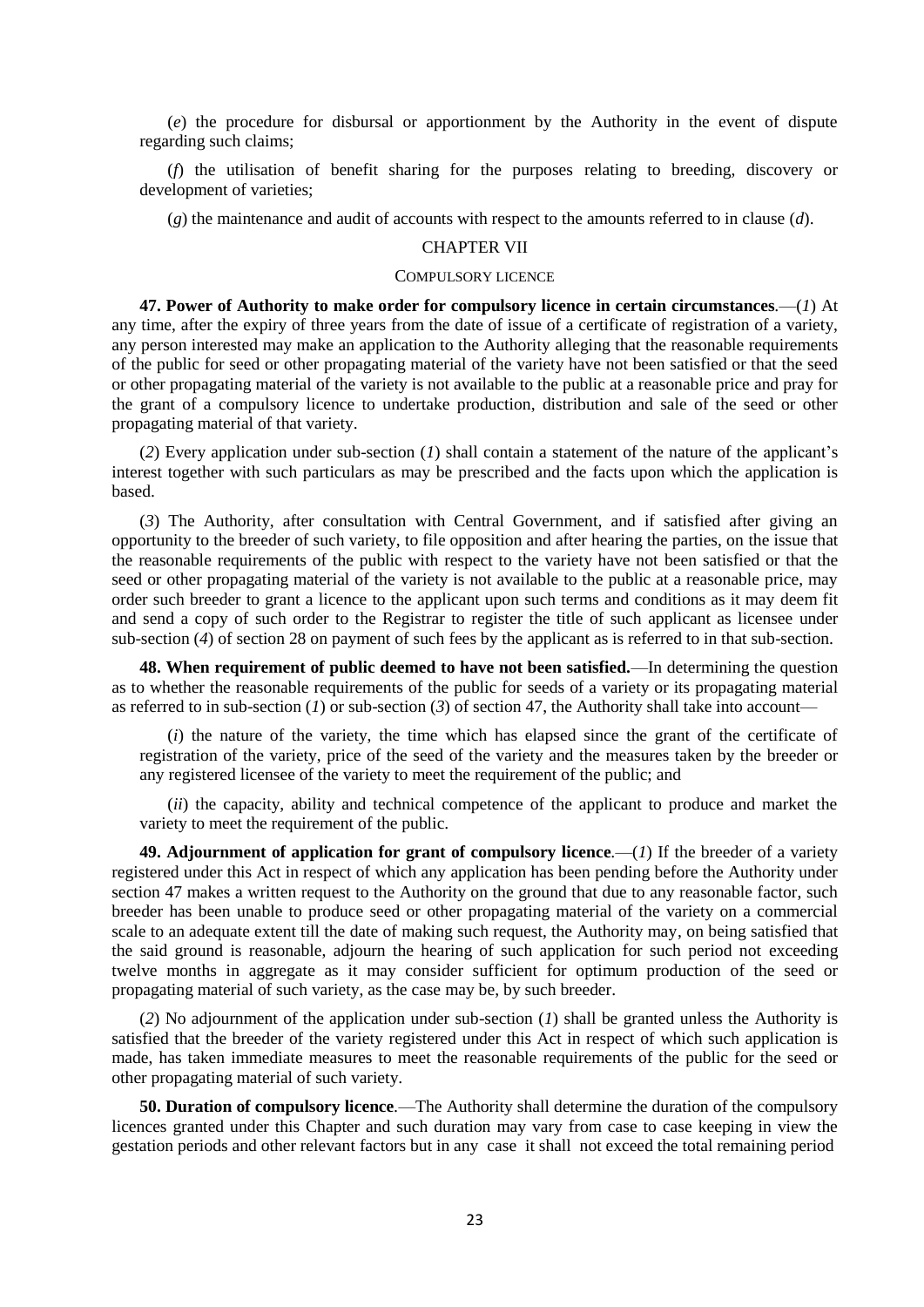(*e*) the procedure for disbursal or apportionment by the Authority in the event of dispute regarding such claims;

(*f*) the utilisation of benefit sharing for the purposes relating to breeding, discovery or development of varieties;

(*g*) the maintenance and audit of accounts with respect to the amounts referred to in clause (*d*).

## CHAPTER VII

### COMPULSORY LICENCE

**47. Power of Authority to make order for compulsory licence in certain circumstances**.—(*1*) At any time, after the expiry of three years from the date of issue of a certificate of registration of a variety, any person interested may make an application to the Authority alleging that the reasonable requirements of the public for seed or other propagating material of the variety have not been satisfied or that the seed or other propagating material of the variety is not available to the public at a reasonable price and pray for the grant of a compulsory licence to undertake production, distribution and sale of the seed or other propagating material of that variety.

(*2*) Every application under sub-section (*1*) shall contain a statement of the nature of the applicant's interest together with such particulars as may be prescribed and the facts upon which the application is based.

(*3*) The Authority, after consultation with Central Government, and if satisfied after giving an opportunity to the breeder of such variety, to file opposition and after hearing the parties, on the issue that the reasonable requirements of the public with respect to the variety have not been satisfied or that the seed or other propagating material of the variety is not available to the public at a reasonable price, may order such breeder to grant a licence to the applicant upon such terms and conditions as it may deem fit and send a copy of such order to the Registrar to register the title of such applicant as licensee under sub-section (*4*) of section 28 on payment of such fees by the applicant as is referred to in that sub-section.

**48. When requirement of public deemed to have not been satisfied.**—In determining the question as to whether the reasonable requirements of the public for seeds of a variety or its propagating material as referred to in sub-section (*1*) or sub-section (*3*) of section 47, the Authority shall take into account—

(*i*) the nature of the variety, the time which has elapsed since the grant of the certificate of registration of the variety, price of the seed of the variety and the measures taken by the breeder or any registered licensee of the variety to meet the requirement of the public; and

(*ii*) the capacity, ability and technical competence of the applicant to produce and market the variety to meet the requirement of the public.

**49. Adjournment of application for grant of compulsory licence**.—(*1*) If the breeder of a variety registered under this Act in respect of which any application has been pending before the Authority under section 47 makes a written request to the Authority on the ground that due to any reasonable factor, such breeder has been unable to produce seed or other propagating material of the variety on a commercial scale to an adequate extent till the date of making such request, the Authority may, on being satisfied that the said ground is reasonable, adjourn the hearing of such application for such period not exceeding twelve months in aggregate as it may consider sufficient for optimum production of the seed or propagating material of such variety, as the case may be, by such breeder.

(*2*) No adjournment of the application under sub-section (*1*) shall be granted unless the Authority is satisfied that the breeder of the variety registered under this Act in respect of which such application is made, has taken immediate measures to meet the reasonable requirements of the public for the seed or other propagating material of such variety.

**50. Duration of compulsory licence**.—The Authority shall determine the duration of the compulsory licences granted under this Chapter and such duration may vary from case to case keeping in view the gestation periods and other relevant factors but in any case it shall not exceed the total remaining period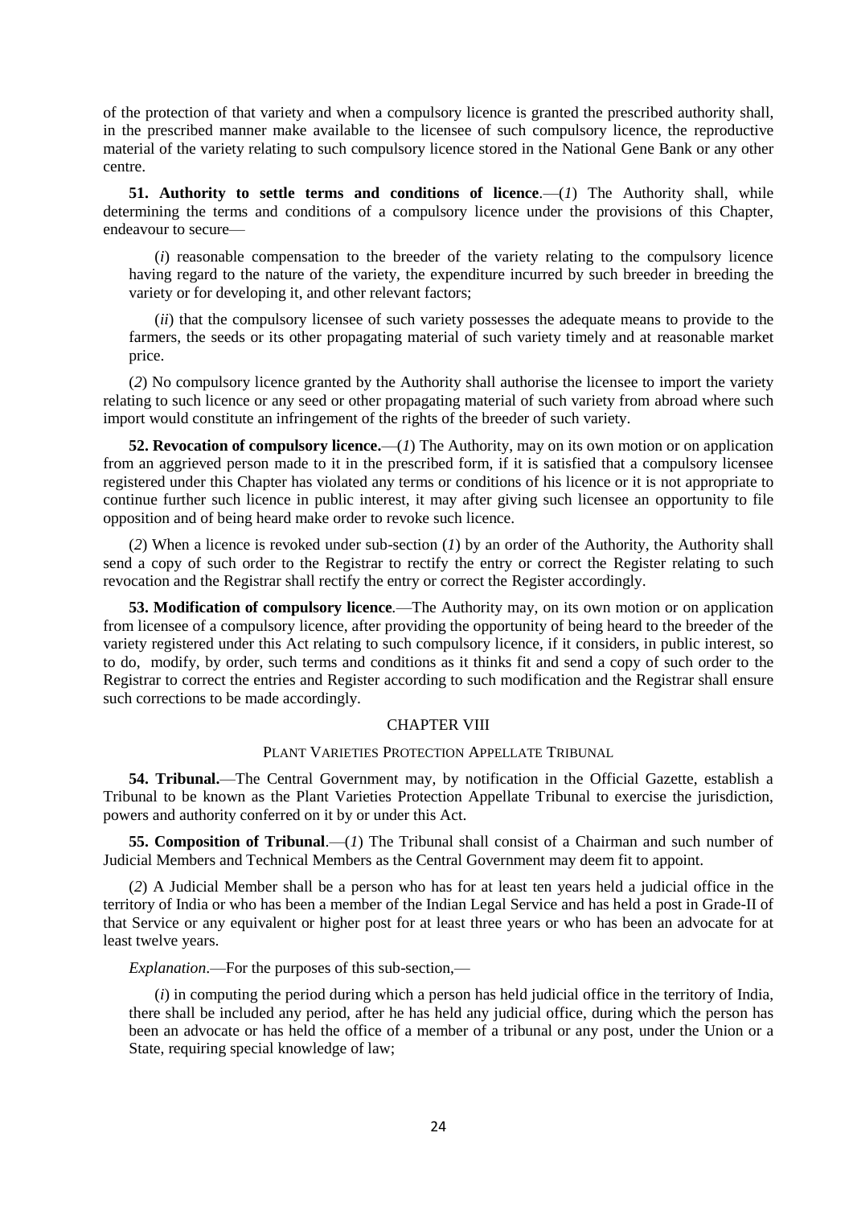of the protection of that variety and when a compulsory licence is granted the prescribed authority shall, in the prescribed manner make available to the licensee of such compulsory licence, the reproductive material of the variety relating to such compulsory licence stored in the National Gene Bank or any other centre.

**51. Authority to settle terms and conditions of licence**.—(*1*) The Authority shall, while determining the terms and conditions of a compulsory licence under the provisions of this Chapter, endeavour to secure—

(*i*) reasonable compensation to the breeder of the variety relating to the compulsory licence having regard to the nature of the variety, the expenditure incurred by such breeder in breeding the variety or for developing it, and other relevant factors;

(*ii*) that the compulsory licensee of such variety possesses the adequate means to provide to the farmers, the seeds or its other propagating material of such variety timely and at reasonable market price.

(*2*) No compulsory licence granted by the Authority shall authorise the licensee to import the variety relating to such licence or any seed or other propagating material of such variety from abroad where such import would constitute an infringement of the rights of the breeder of such variety.

**52. Revocation of compulsory licence.**—(*1*) The Authority, may on its own motion or on application from an aggrieved person made to it in the prescribed form, if it is satisfied that a compulsory licensee registered under this Chapter has violated any terms or conditions of his licence or it is not appropriate to continue further such licence in public interest, it may after giving such licensee an opportunity to file opposition and of being heard make order to revoke such licence.

(*2*) When a licence is revoked under sub-section (*1*) by an order of the Authority, the Authority shall send a copy of such order to the Registrar to rectify the entry or correct the Register relating to such revocation and the Registrar shall rectify the entry or correct the Register accordingly.

**53. Modification of compulsory licence**.—The Authority may, on its own motion or on application from licensee of a compulsory licence, after providing the opportunity of being heard to the breeder of the variety registered under this Act relating to such compulsory licence, if it considers, in public interest, so to do, modify, by order, such terms and conditions as it thinks fit and send a copy of such order to the Registrar to correct the entries and Register according to such modification and the Registrar shall ensure such corrections to be made accordingly.

## CHAPTER VIII

### PLANT VARIETIES PROTECTION APPELLATE TRIBUNAL

**54. Tribunal.**—The Central Government may, by notification in the Official Gazette, establish a Tribunal to be known as the Plant Varieties Protection Appellate Tribunal to exercise the jurisdiction, powers and authority conferred on it by or under this Act.

**55. Composition of Tribunal**.—(*1*) The Tribunal shall consist of a Chairman and such number of Judicial Members and Technical Members as the Central Government may deem fit to appoint.

(*2*) A Judicial Member shall be a person who has for at least ten years held a judicial office in the territory of India or who has been a member of the Indian Legal Service and has held a post in Grade-II of that Service or any equivalent or higher post for at least three years or who has been an advocate for at least twelve years.

*Explanation*.—For the purposes of this sub-section,—

(*i*) in computing the period during which a person has held judicial office in the territory of India, there shall be included any period, after he has held any judicial office, during which the person has been an advocate or has held the office of a member of a tribunal or any post, under the Union or a State, requiring special knowledge of law;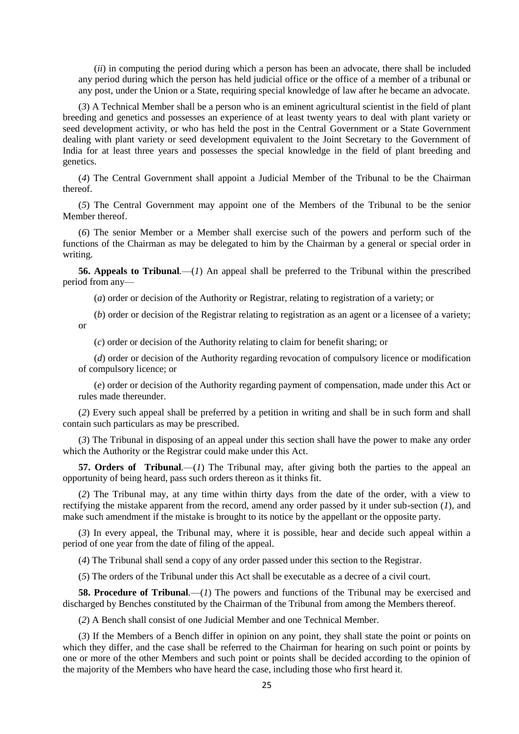(*ii*) in computing the period during which a person has been an advocate, there shall be included any period during which the person has held judicial office or the office of a member of a tribunal or any post, under the Union or a State, requiring special knowledge of law after he became an advocate.

(*3*) A Technical Member shall be a person who is an eminent agricultural scientist in the field of plant breeding and genetics and possesses an experience of at least twenty years to deal with plant variety or seed development activity, or who has held the post in the Central Government or a State Government dealing with plant variety or seed development equivalent to the Joint Secretary to the Government of India for at least three years and possesses the special knowledge in the field of plant breeding and genetics.

(*4*) The Central Government shall appoint a Judicial Member of the Tribunal to be the Chairman thereof.

(*5*) The Central Government may appoint one of the Members of the Tribunal to be the senior Member thereof.

(*6*) The senior Member or a Member shall exercise such of the powers and perform such of the functions of the Chairman as may be delegated to him by the Chairman by a general or special order in writing.

**56. Appeals to Tribunal**.—(*1*) An appeal shall be preferred to the Tribunal within the prescribed period from any—

(*a*) order or decision of the Authority or Registrar, relating to registration of a variety; or

(*b*) order or decision of the Registrar relating to registration as an agent or a licensee of a variety; or

(*c*) order or decision of the Authority relating to claim for benefit sharing; or

(*d*) order or decision of the Authority regarding revocation of compulsory licence or modification of compulsory licence; or

(*e*) order or decision of the Authority regarding payment of compensation, made under this Act or rules made thereunder.

(*2*) Every such appeal shall be preferred by a petition in writing and shall be in such form and shall contain such particulars as may be prescribed.

(*3*) The Tribunal in disposing of an appeal under this section shall have the power to make any order which the Authority or the Registrar could make under this Act.

**57. Orders of Tribunal**.—(*1*) The Tribunal may, after giving both the parties to the appeal an opportunity of being heard, pass such orders thereon as it thinks fit.

(*2*) The Tribunal may, at any time within thirty days from the date of the order, with a view to rectifying the mistake apparent from the record, amend any order passed by it under sub-section (*1*), and make such amendment if the mistake is brought to its notice by the appellant or the opposite party.

(*3*) In every appeal, the Tribunal may, where it is possible, hear and decide such appeal within a period of one year from the date of filing of the appeal.

(*4*) The Tribunal shall send a copy of any order passed under this section to the Registrar.

(*5*) The orders of the Tribunal under this Act shall be executable as a decree of a civil court.

**58. Procedure of Tribunal**.—(*1*) The powers and functions of the Tribunal may be exercised and discharged by Benches constituted by the Chairman of the Tribunal from among the Members thereof.

(*2*) A Bench shall consist of one Judicial Member and one Technical Member.

(*3*) If the Members of a Bench differ in opinion on any point, they shall state the point or points on which they differ, and the case shall be referred to the Chairman for hearing on such point or points by one or more of the other Members and such point or points shall be decided according to the opinion of the majority of the Members who have heard the case, including those who first heard it.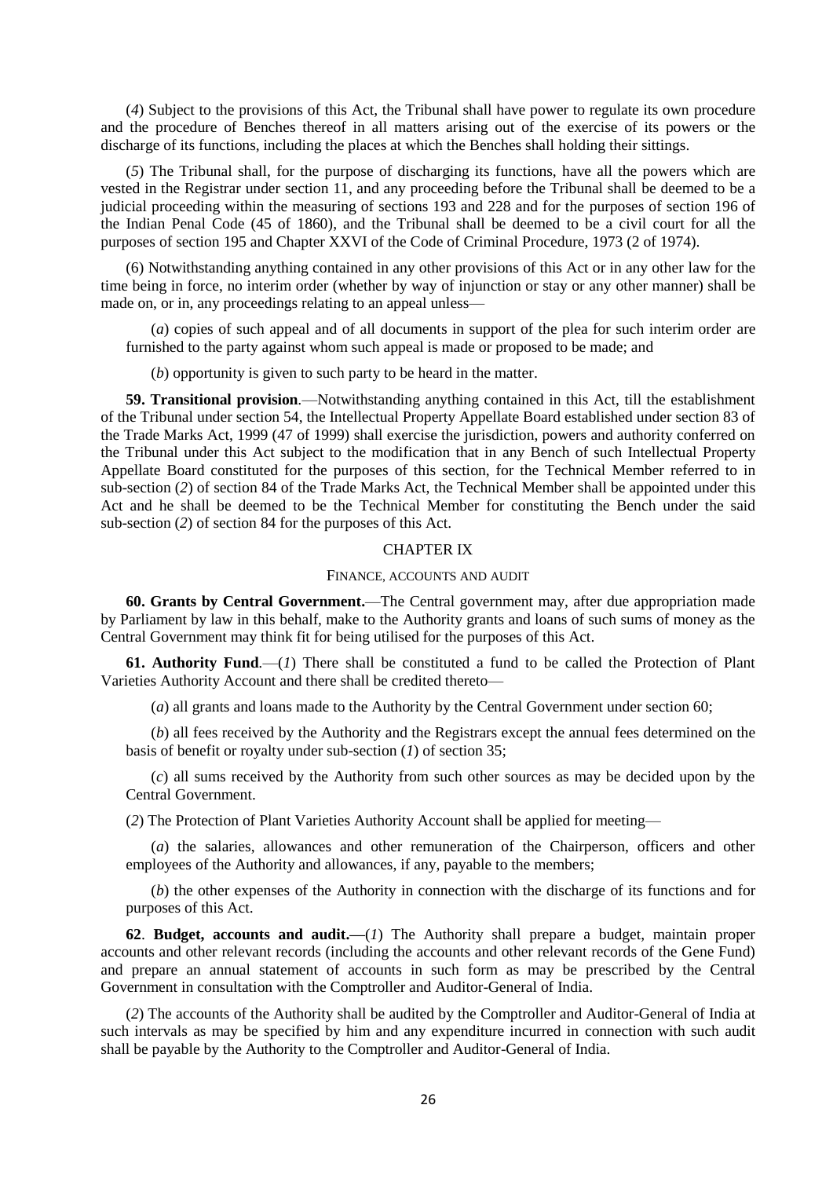(*4*) Subject to the provisions of this Act, the Tribunal shall have power to regulate its own procedure and the procedure of Benches thereof in all matters arising out of the exercise of its powers or the discharge of its functions, including the places at which the Benches shall holding their sittings.

(*5*) The Tribunal shall, for the purpose of discharging its functions, have all the powers which are vested in the Registrar under section 11, and any proceeding before the Tribunal shall be deemed to be a judicial proceeding within the measuring of sections 193 and 228 and for the purposes of section 196 of the Indian Penal Code (45 of 1860), and the Tribunal shall be deemed to be a civil court for all the purposes of section 195 and Chapter XXVI of the Code of Criminal Procedure, 1973 (2 of 1974).

(6) Notwithstanding anything contained in any other provisions of this Act or in any other law for the time being in force, no interim order (whether by way of injunction or stay or any other manner) shall be made on, or in, any proceedings relating to an appeal unless—

(*a*) copies of such appeal and of all documents in support of the plea for such interim order are furnished to the party against whom such appeal is made or proposed to be made; and

(*b*) opportunity is given to such party to be heard in the matter.

**59. Transitional provision**.—Notwithstanding anything contained in this Act, till the establishment of the Tribunal under section 54, the Intellectual Property Appellate Board established under section 83 of the Trade Marks Act, 1999 (47 of 1999) shall exercise the jurisdiction, powers and authority conferred on the Tribunal under this Act subject to the modification that in any Bench of such Intellectual Property Appellate Board constituted for the purposes of this section, for the Technical Member referred to in sub-section (*2*) of section 84 of the Trade Marks Act, the Technical Member shall be appointed under this Act and he shall be deemed to be the Technical Member for constituting the Bench under the said sub-section (*2*) of section 84 for the purposes of this Act.

## CHAPTER IX

### FINANCE, ACCOUNTS AND AUDIT

**60. Grants by Central Government.**—The Central government may, after due appropriation made by Parliament by law in this behalf, make to the Authority grants and loans of such sums of money as the Central Government may think fit for being utilised for the purposes of this Act.

**61. Authority Fund**.—(*1*) There shall be constituted a fund to be called the Protection of Plant Varieties Authority Account and there shall be credited thereto—

(*a*) all grants and loans made to the Authority by the Central Government under section 60;

(*b*) all fees received by the Authority and the Registrars except the annual fees determined on the basis of benefit or royalty under sub-section (*1*) of section 35;

(*c*) all sums received by the Authority from such other sources as may be decided upon by the Central Government.

(*2*) The Protection of Plant Varieties Authority Account shall be applied for meeting—

(*a*) the salaries, allowances and other remuneration of the Chairperson, officers and other employees of the Authority and allowances, if any, payable to the members;

(*b*) the other expenses of the Authority in connection with the discharge of its functions and for purposes of this Act.

**62**. **Budget, accounts and audit.—**(*1*) The Authority shall prepare a budget, maintain proper accounts and other relevant records (including the accounts and other relevant records of the Gene Fund) and prepare an annual statement of accounts in such form as may be prescribed by the Central Government in consultation with the Comptroller and Auditor-General of India.

(*2*) The accounts of the Authority shall be audited by the Comptroller and Auditor-General of India at such intervals as may be specified by him and any expenditure incurred in connection with such audit shall be payable by the Authority to the Comptroller and Auditor-General of India.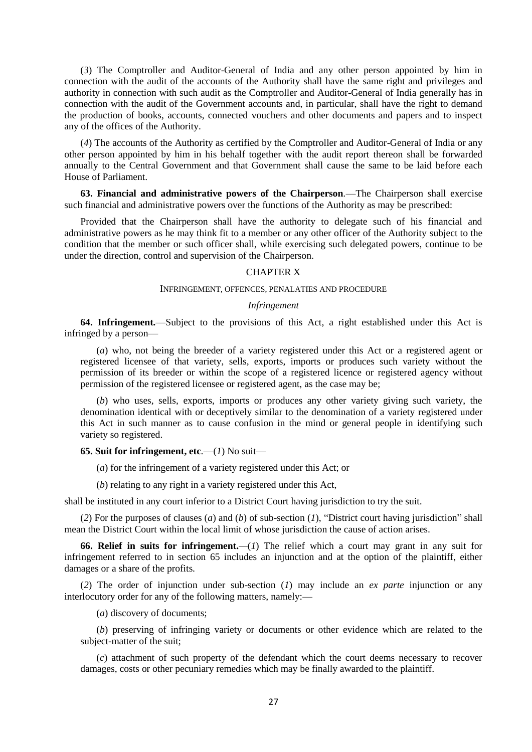(*3*) The Comptroller and Auditor-General of India and any other person appointed by him in connection with the audit of the accounts of the Authority shall have the same right and privileges and authority in connection with such audit as the Comptroller and Auditor-General of India generally has in connection with the audit of the Government accounts and, in particular, shall have the right to demand the production of books, accounts, connected vouchers and other documents and papers and to inspect any of the offices of the Authority.

(*4*) The accounts of the Authority as certified by the Comptroller and Auditor-General of India or any other person appointed by him in his behalf together with the audit report thereon shall be forwarded annually to the Central Government and that Government shall cause the same to be laid before each House of Parliament.

**63. Financial and administrative powers of the Chairperson**.—The Chairperson shall exercise such financial and administrative powers over the functions of the Authority as may be prescribed:

Provided that the Chairperson shall have the authority to delegate such of his financial and administrative powers as he may think fit to a member or any other officer of the Authority subject to the condition that the member or such officer shall, while exercising such delegated powers, continue to be under the direction, control and supervision of the Chairperson.

## CHAPTER X

### INFRINGEMENT, OFFENCES, PENALATIES AND PROCEDURE

*Infringement*

**64. Infringement.**—Subject to the provisions of this Act, a right established under this Act is infringed by a person—

(*a*) who, not being the breeder of a variety registered under this Act or a registered agent or registered licensee of that variety, sells, exports, imports or produces such variety without the permission of its breeder or within the scope of a registered licence or registered agency without permission of the registered licensee or registered agent, as the case may be;

(*b*) who uses, sells, exports, imports or produces any other variety giving such variety, the denomination identical with or deceptively similar to the denomination of a variety registered under this Act in such manner as to cause confusion in the mind or general people in identifying such variety so registered.

**65. Suit for infringement, etc**.—(*1*) No suit—

(*a*) for the infringement of a variety registered under this Act; or

(*b*) relating to any right in a variety registered under this Act,

shall be instituted in any court inferior to a District Court having jurisdiction to try the suit.

(*2*) For the purposes of clauses (*a*) and (*b*) of sub-section (*1*), "District court having jurisdiction" shall mean the District Court within the local limit of whose jurisdiction the cause of action arises.

**66. Relief in suits for infringement.**—(*1*) The relief which a court may grant in any suit for infringement referred to in section 65 includes an injunction and at the option of the plaintiff, either damages or a share of the profits.

(*2*) The order of injunction under sub-section (*1*) may include an *ex parte* injunction or any interlocutory order for any of the following matters, namely:—

(*a*) discovery of documents;

(*b*) preserving of infringing variety or documents or other evidence which are related to the subject-matter of the suit;

(*c*) attachment of such property of the defendant which the court deems necessary to recover damages, costs or other pecuniary remedies which may be finally awarded to the plaintiff.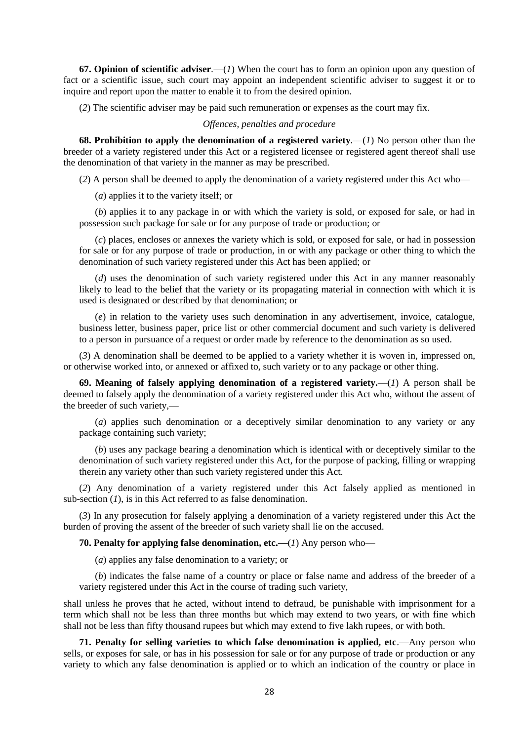**67. Opinion of scientific adviser**.—(*1*) When the court has to form an opinion upon any question of fact or a scientific issue, such court may appoint an independent scientific adviser to suggest it or to inquire and report upon the matter to enable it to from the desired opinion.

(*2*) The scientific adviser may be paid such remuneration or expenses as the court may fix.

*Offences, penalties and procedure*

**68. Prohibition to apply the denomination of a registered variety**.—(*1*) No person other than the breeder of a variety registered under this Act or a registered licensee or registered agent thereof shall use the denomination of that variety in the manner as may be prescribed.

(*2*) A person shall be deemed to apply the denomination of a variety registered under this Act who—

(*a*) applies it to the variety itself; or

(*b*) applies it to any package in or with which the variety is sold, or exposed for sale, or had in possession such package for sale or for any purpose of trade or production; or

(*c*) places, encloses or annexes the variety which is sold, or exposed for sale, or had in possession for sale or for any purpose of trade or production, in or with any package or other thing to which the denomination of such variety registered under this Act has been applied; or

(*d*) uses the denomination of such variety registered under this Act in any manner reasonably likely to lead to the belief that the variety or its propagating material in connection with which it is used is designated or described by that denomination; or

(*e*) in relation to the variety uses such denomination in any advertisement, invoice, catalogue, business letter, business paper, price list or other commercial document and such variety is delivered to a person in pursuance of a request or order made by reference to the denomination as so used.

(*3*) A denomination shall be deemed to be applied to a variety whether it is woven in, impressed on, or otherwise worked into, or annexed or affixed to, such variety or to any package or other thing.

**69. Meaning of falsely applying denomination of a registered variety.**—(*1*) A person shall be deemed to falsely apply the denomination of a variety registered under this Act who, without the assent of the breeder of such variety,—

(*a*) applies such denomination or a deceptively similar denomination to any variety or any package containing such variety;

(*b*) uses any package bearing a denomination which is identical with or deceptively similar to the denomination of such variety registered under this Act, for the purpose of packing, filling or wrapping therein any variety other than such variety registered under this Act.

(*2*) Any denomination of a variety registered under this Act falsely applied as mentioned in sub-section (*1*), is in this Act referred to as false denomination.

(*3*) In any prosecution for falsely applying a denomination of a variety registered under this Act the burden of proving the assent of the breeder of such variety shall lie on the accused.

**70. Penalty for applying false denomination, etc.—**(*1*) Any person who—

(*a*) applies any false denomination to a variety; or

(*b*) indicates the false name of a country or place or false name and address of the breeder of a variety registered under this Act in the course of trading such variety,

shall unless he proves that he acted, without intend to defraud, be punishable with imprisonment for a term which shall not be less than three months but which may extend to two years, or with fine which shall not be less than fifty thousand rupees but which may extend to five lakh rupees, or with both.

**71. Penalty for selling varieties to which false denomination is applied, etc**.—Any person who sells, or exposes for sale, or has in his possession for sale or for any purpose of trade or production or any variety to which any false denomination is applied or to which an indication of the country or place in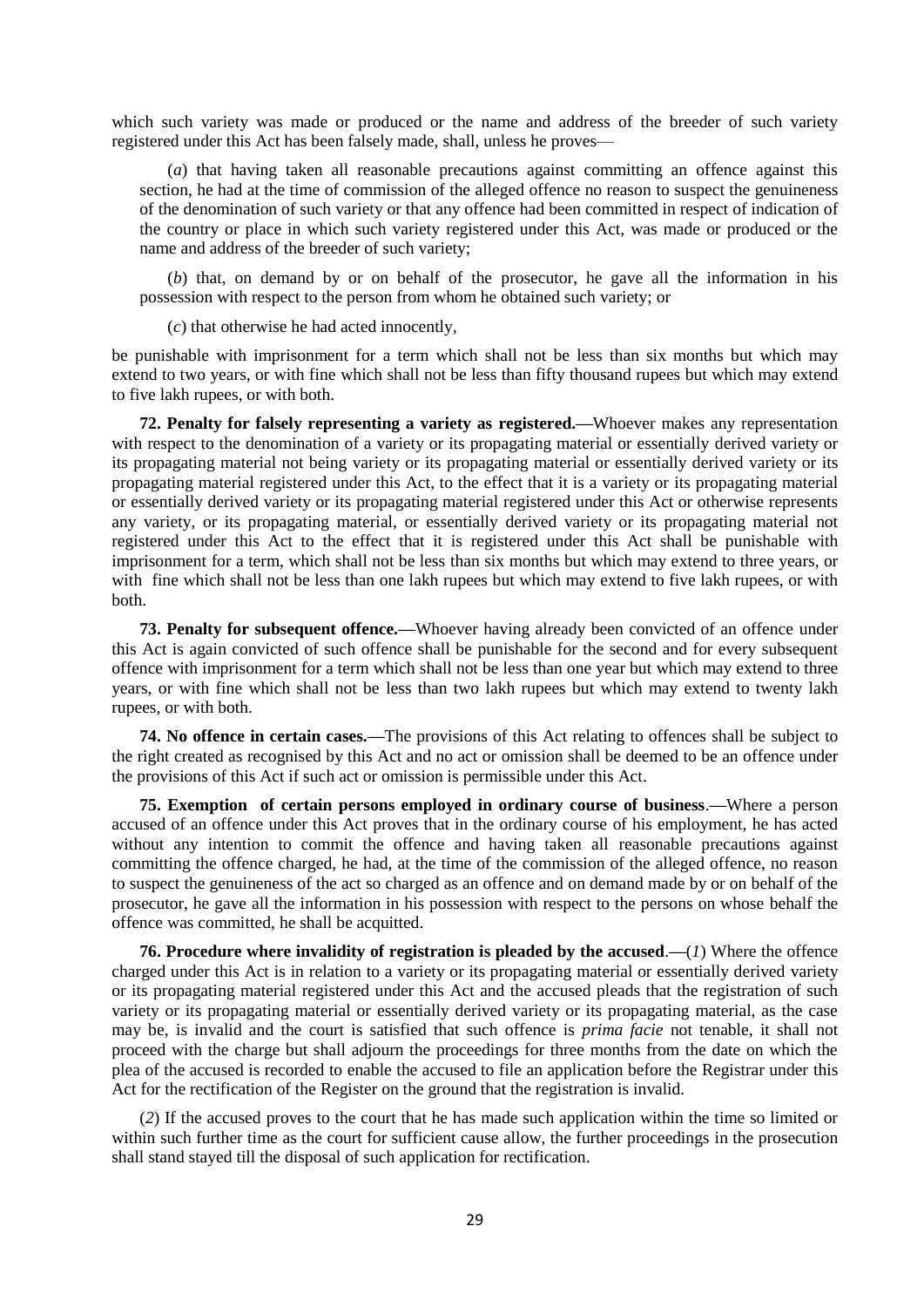which such variety was made or produced or the name and address of the breeder of such variety registered under this Act has been falsely made, shall, unless he proves—

(*a*) that having taken all reasonable precautions against committing an offence against this section, he had at the time of commission of the alleged offence no reason to suspect the genuineness of the denomination of such variety or that any offence had been committed in respect of indication of the country or place in which such variety registered under this Act, was made or produced or the name and address of the breeder of such variety;

(*b*) that, on demand by or on behalf of the prosecutor, he gave all the information in his possession with respect to the person from whom he obtained such variety; or

(*c*) that otherwise he had acted innocently,

be punishable with imprisonment for a term which shall not be less than six months but which may extend to two years, or with fine which shall not be less than fifty thousand rupees but which may extend to five lakh rupees, or with both.

**72. Penalty for falsely representing a variety as registered.—**Whoever makes any representation with respect to the denomination of a variety or its propagating material or essentially derived variety or its propagating material not being variety or its propagating material or essentially derived variety or its propagating material registered under this Act, to the effect that it is a variety or its propagating material or essentially derived variety or its propagating material registered under this Act or otherwise represents any variety, or its propagating material, or essentially derived variety or its propagating material not registered under this Act to the effect that it is registered under this Act shall be punishable with imprisonment for a term, which shall not be less than six months but which may extend to three years, or with fine which shall not be less than one lakh rupees but which may extend to five lakh rupees, or with both.

**73. Penalty for subsequent offence.—**Whoever having already been convicted of an offence under this Act is again convicted of such offence shall be punishable for the second and for every subsequent offence with imprisonment for a term which shall not be less than one year but which may extend to three years, or with fine which shall not be less than two lakh rupees but which may extend to twenty lakh rupees, or with both.

**74. No offence in certain cases.—**The provisions of this Act relating to offences shall be subject to the right created as recognised by this Act and no act or omission shall be deemed to be an offence under the provisions of this Act if such act or omission is permissible under this Act.

**75. Exemption of certain persons employed in ordinary course of business.—**Where a person accused of an offence under this Act proves that in the ordinary course of his employment, he has acted without any intention to commit the offence and having taken all reasonable precautions against committing the offence charged, he had, at the time of the commission of the alleged offence, no reason to suspect the genuineness of the act so charged as an offence and on demand made by or on behalf of the prosecutor, he gave all the information in his possession with respect to the persons on whose behalf the offence was committed, he shall be acquitted.

**76. Procedure where invalidity of registration is pleaded by the accused.—**(*1*) Where the offence charged under this Act is in relation to a variety or its propagating material or essentially derived variety or its propagating material registered under this Act and the accused pleads that the registration of such variety or its propagating material or essentially derived variety or its propagating material, as the case may be, is invalid and the court is satisfied that such offence is *prima facie* not tenable, it shall not proceed with the charge but shall adjourn the proceedings for three months from the date on which the plea of the accused is recorded to enable the accused to file an application before the Registrar under this Act for the rectification of the Register on the ground that the registration is invalid.

(*2*) If the accused proves to the court that he has made such application within the time so limited or within such further time as the court for sufficient cause allow, the further proceedings in the prosecution shall stand stayed till the disposal of such application for rectification.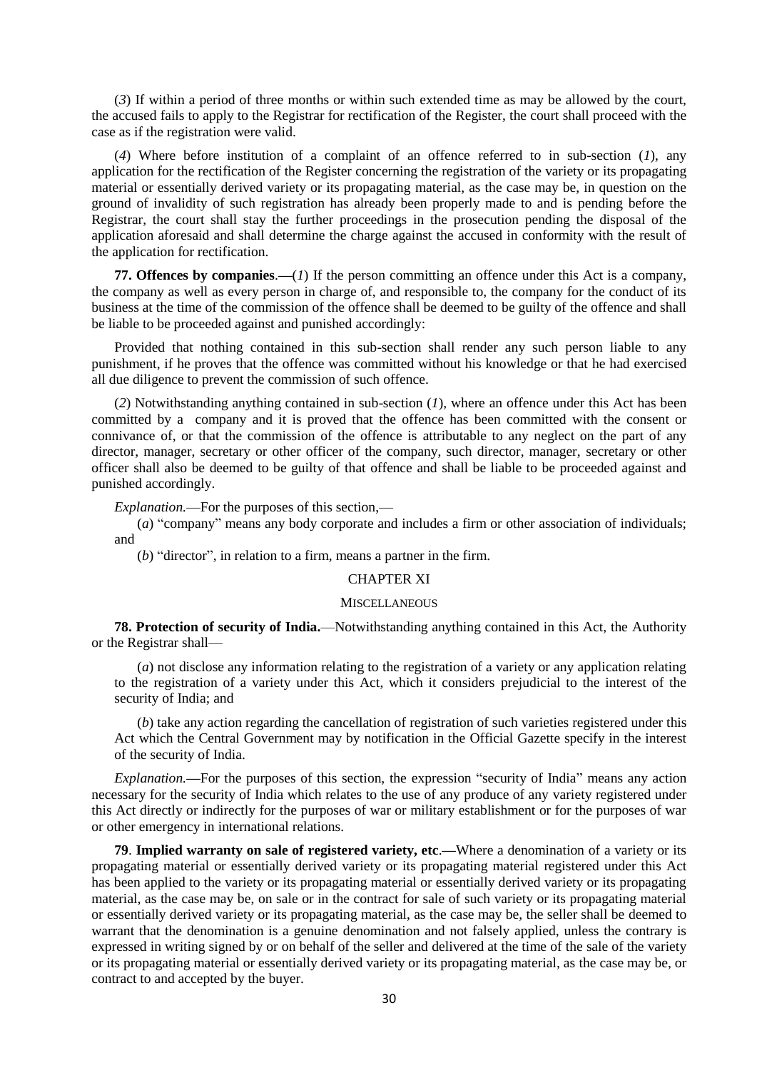(*3*) If within a period of three months or within such extended time as may be allowed by the court, the accused fails to apply to the Registrar for rectification of the Register, the court shall proceed with the case as if the registration were valid.

(*4*) Where before institution of a complaint of an offence referred to in sub-section (*1*), any application for the rectification of the Register concerning the registration of the variety or its propagating material or essentially derived variety or its propagating material, as the case may be, in question on the ground of invalidity of such registration has already been properly made to and is pending before the Registrar, the court shall stay the further proceedings in the prosecution pending the disposal of the application aforesaid and shall determine the charge against the accused in conformity with the result of the application for rectification.

**77. Offences by companies**.—(*1*) If the person committing an offence under this Act is a company, the company as well as every person in charge of, and responsible to, the company for the conduct of its business at the time of the commission of the offence shall be deemed to be guilty of the offence and shall be liable to be proceeded against and punished accordingly:

Provided that nothing contained in this sub-section shall render any such person liable to any punishment, if he proves that the offence was committed without his knowledge or that he had exercised all due diligence to prevent the commission of such offence.

(*2*) Notwithstanding anything contained in sub-section (*1*), where an offence under this Act has been committed by a company and it is proved that the offence has been committed with the consent or connivance of, or that the commission of the offence is attributable to any neglect on the part of any director, manager, secretary or other officer of the company, such director, manager, secretary or other officer shall also be deemed to be guilty of that offence and shall be liable to be proceeded against and punished accordingly.

*Explanation.*—For the purposes of this section,—

(*a*) "company" means any body corporate and includes a firm or other association of individuals; and

(*b*) "director", in relation to a firm, means a partner in the firm.

## CHAPTER XI

### MISCELLANEOUS

**78. Protection of security of India.**—Notwithstanding anything contained in this Act, the Authority or the Registrar shall—

(*a*) not disclose any information relating to the registration of a variety or any application relating to the registration of a variety under this Act, which it considers prejudicial to the interest of the security of India; and

(*b*) take any action regarding the cancellation of registration of such varieties registered under this Act which the Central Government may by notification in the Official Gazette specify in the interest of the security of India.

*Explanation.*—For the purposes of this section, the expression "security of India" means any action necessary for the security of India which relates to the use of any produce of any variety registered under this Act directly or indirectly for the purposes of war or military establishment or for the purposes of war or other emergency in international relations.

**79**. **Implied warranty on sale of registered variety, etc**.—Where a denomination of a variety or its propagating material or essentially derived variety or its propagating material registered under this Act has been applied to the variety or its propagating material or essentially derived variety or its propagating material, as the case may be, on sale or in the contract for sale of such variety or its propagating material or essentially derived variety or its propagating material, as the case may be, the seller shall be deemed to warrant that the denomination is a genuine denomination and not falsely applied, unless the contrary is expressed in writing signed by or on behalf of the seller and delivered at the time of the sale of the variety or its propagating material or essentially derived variety or its propagating material, as the case may be, or contract to and accepted by the buyer.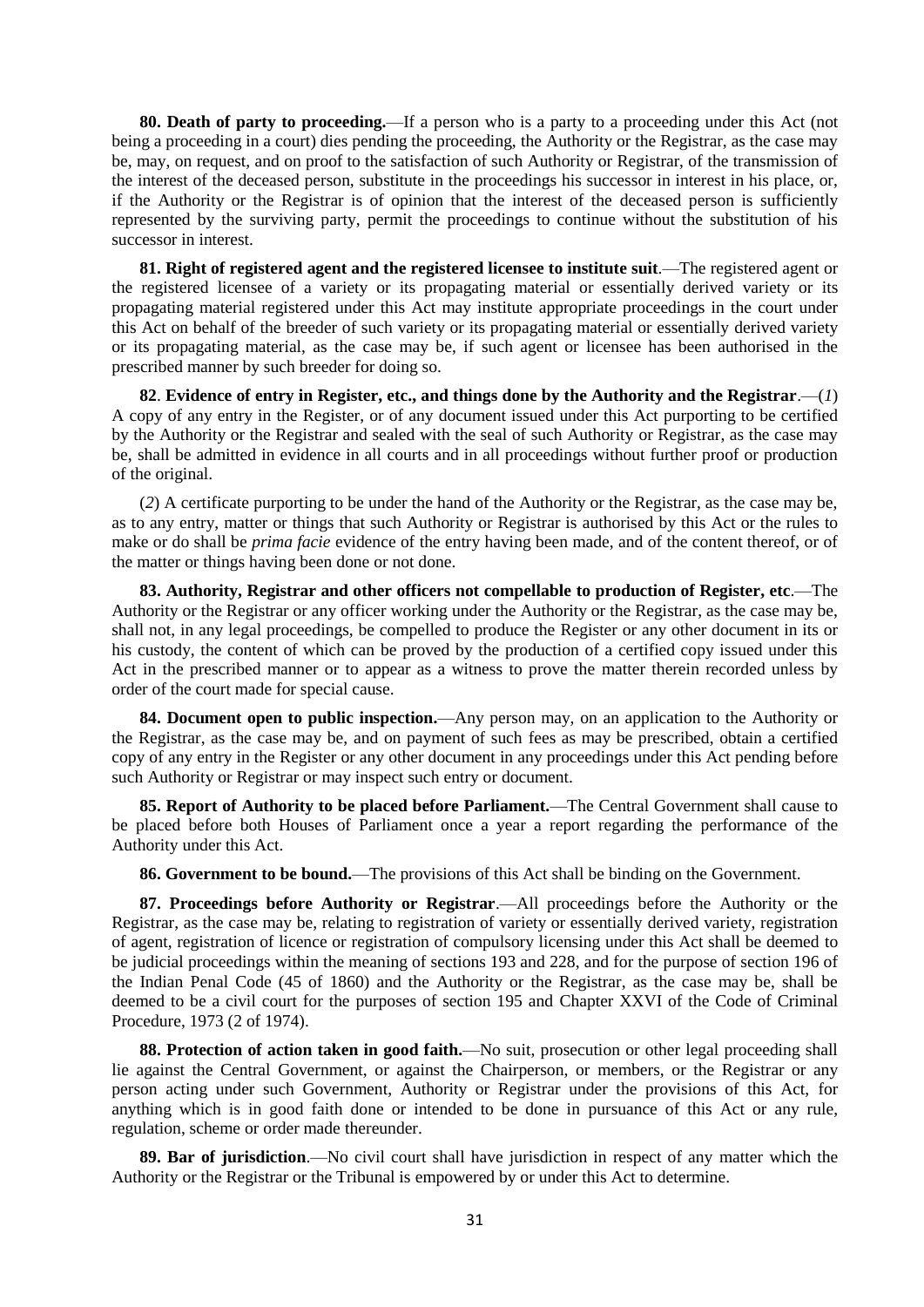**80. Death of party to proceeding.**—If a person who is a party to a proceeding under this Act (not being a proceeding in a court) dies pending the proceeding, the Authority or the Registrar, as the case may be, may, on request, and on proof to the satisfaction of such Authority or Registrar, of the transmission of the interest of the deceased person, substitute in the proceedings his successor in interest in his place, or, if the Authority or the Registrar is of opinion that the interest of the deceased person is sufficiently represented by the surviving party, permit the proceedings to continue without the substitution of his successor in interest.

**81. Right of registered agent and the registered licensee to institute suit**.—The registered agent or the registered licensee of a variety or its propagating material or essentially derived variety or its propagating material registered under this Act may institute appropriate proceedings in the court under this Act on behalf of the breeder of such variety or its propagating material or essentially derived variety or its propagating material, as the case may be, if such agent or licensee has been authorised in the prescribed manner by such breeder for doing so.

**82**. **Evidence of entry in Register, etc., and things done by the Authority and the Registrar**.—(*1*) A copy of any entry in the Register, or of any document issued under this Act purporting to be certified by the Authority or the Registrar and sealed with the seal of such Authority or Registrar, as the case may be, shall be admitted in evidence in all courts and in all proceedings without further proof or production of the original.

(*2*) A certificate purporting to be under the hand of the Authority or the Registrar, as the case may be, as to any entry, matter or things that such Authority or Registrar is authorised by this Act or the rules to make or do shall be *prima facie* evidence of the entry having been made, and of the content thereof, or of the matter or things having been done or not done.

**83. Authority, Registrar and other officers not compellable to production of Register, etc**.—The Authority or the Registrar or any officer working under the Authority or the Registrar, as the case may be, shall not, in any legal proceedings, be compelled to produce the Register or any other document in its or his custody, the content of which can be proved by the production of a certified copy issued under this Act in the prescribed manner or to appear as a witness to prove the matter therein recorded unless by order of the court made for special cause.

**84. Document open to public inspection.**—Any person may, on an application to the Authority or the Registrar, as the case may be, and on payment of such fees as may be prescribed, obtain a certified copy of any entry in the Register or any other document in any proceedings under this Act pending before such Authority or Registrar or may inspect such entry or document.

**85. Report of Authority to be placed before Parliament.**—The Central Government shall cause to be placed before both Houses of Parliament once a year a report regarding the performance of the Authority under this Act.

**86. Government to be bound.**—The provisions of this Act shall be binding on the Government.

**87. Proceedings before Authority or Registrar**.—All proceedings before the Authority or the Registrar, as the case may be, relating to registration of variety or essentially derived variety, registration of agent, registration of licence or registration of compulsory licensing under this Act shall be deemed to be judicial proceedings within the meaning of sections 193 and 228, and for the purpose of section 196 of the Indian Penal Code (45 of 1860) and the Authority or the Registrar, as the case may be, shall be deemed to be a civil court for the purposes of section 195 and Chapter XXVI of the Code of Criminal Procedure, 1973 (2 of 1974).

**88. Protection of action taken in good faith.**—No suit, prosecution or other legal proceeding shall lie against the Central Government, or against the Chairperson, or members, or the Registrar or any person acting under such Government, Authority or Registrar under the provisions of this Act, for anything which is in good faith done or intended to be done in pursuance of this Act or any rule, regulation, scheme or order made thereunder.

**89. Bar of jurisdiction**.—No civil court shall have jurisdiction in respect of any matter which the Authority or the Registrar or the Tribunal is empowered by or under this Act to determine.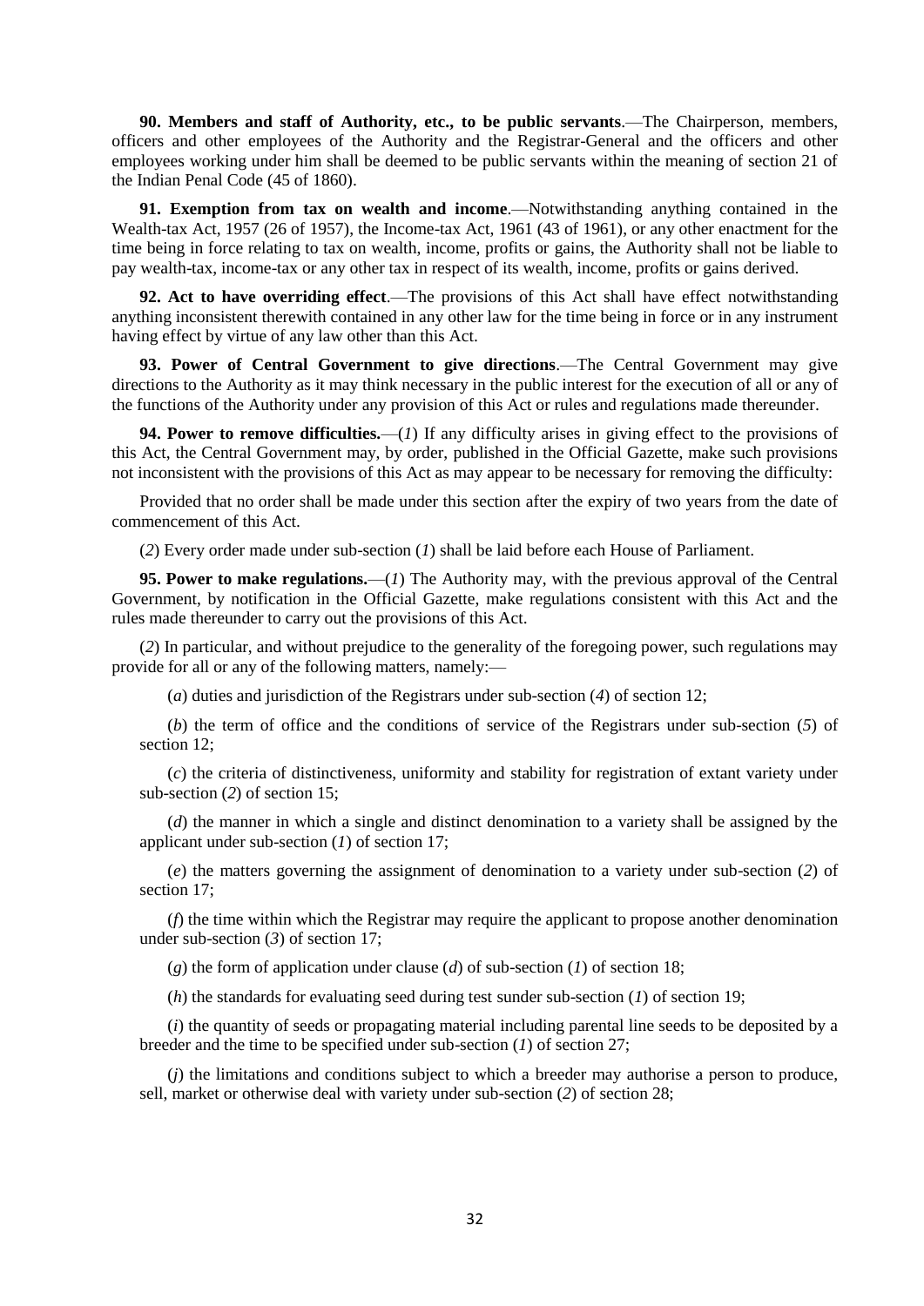**90. Members and staff of Authority, etc., to be public servants**.—The Chairperson, members, officers and other employees of the Authority and the Registrar-General and the officers and other employees working under him shall be deemed to be public servants within the meaning of section 21 of the Indian Penal Code (45 of 1860).

**91. Exemption from tax on wealth and income**.—Notwithstanding anything contained in the Wealth-tax Act, 1957 (26 of 1957), the Income-tax Act, 1961 (43 of 1961), or any other enactment for the time being in force relating to tax on wealth, income, profits or gains, the Authority shall not be liable to pay wealth-tax, income-tax or any other tax in respect of its wealth, income, profits or gains derived.

**92. Act to have overriding effect**.—The provisions of this Act shall have effect notwithstanding anything inconsistent therewith contained in any other law for the time being in force or in any instrument having effect by virtue of any law other than this Act.

**93. Power of Central Government to give directions**.—The Central Government may give directions to the Authority as it may think necessary in the public interest for the execution of all or any of the functions of the Authority under any provision of this Act or rules and regulations made thereunder.

**94. Power to remove difficulties.**—(*1*) If any difficulty arises in giving effect to the provisions of this Act, the Central Government may, by order, published in the Official Gazette, make such provisions not inconsistent with the provisions of this Act as may appear to be necessary for removing the difficulty:

Provided that no order shall be made under this section after the expiry of two years from the date of commencement of this Act.

(*2*) Every order made under sub-section (*1*) shall be laid before each House of Parliament.

**95. Power to make regulations.**—(*1*) The Authority may, with the previous approval of the Central Government, by notification in the Official Gazette, make regulations consistent with this Act and the rules made thereunder to carry out the provisions of this Act.

(*2*) In particular, and without prejudice to the generality of the foregoing power, such regulations may provide for all or any of the following matters, namely:—

(*a*) duties and jurisdiction of the Registrars under sub-section (*4*) of section 12;

(*b*) the term of office and the conditions of service of the Registrars under sub-section (*5*) of section 12;

(*c*) the criteria of distinctiveness, uniformity and stability for registration of extant variety under sub-section (*2*) of section 15;

(*d*) the manner in which a single and distinct denomination to a variety shall be assigned by the applicant under sub-section (*1*) of section 17;

(*e*) the matters governing the assignment of denomination to a variety under sub-section (*2*) of section 17;

(*f*) the time within which the Registrar may require the applicant to propose another denomination under sub-section (*3*) of section 17;

(*g*) the form of application under clause (*d*) of sub-section (*1*) of section 18;

(*h*) the standards for evaluating seed during test sunder sub-section (*1*) of section 19;

(*i*) the quantity of seeds or propagating material including parental line seeds to be deposited by a breeder and the time to be specified under sub-section (*1*) of section 27;

(*j*) the limitations and conditions subject to which a breeder may authorise a person to produce, sell, market or otherwise deal with variety under sub-section (*2*) of section 28;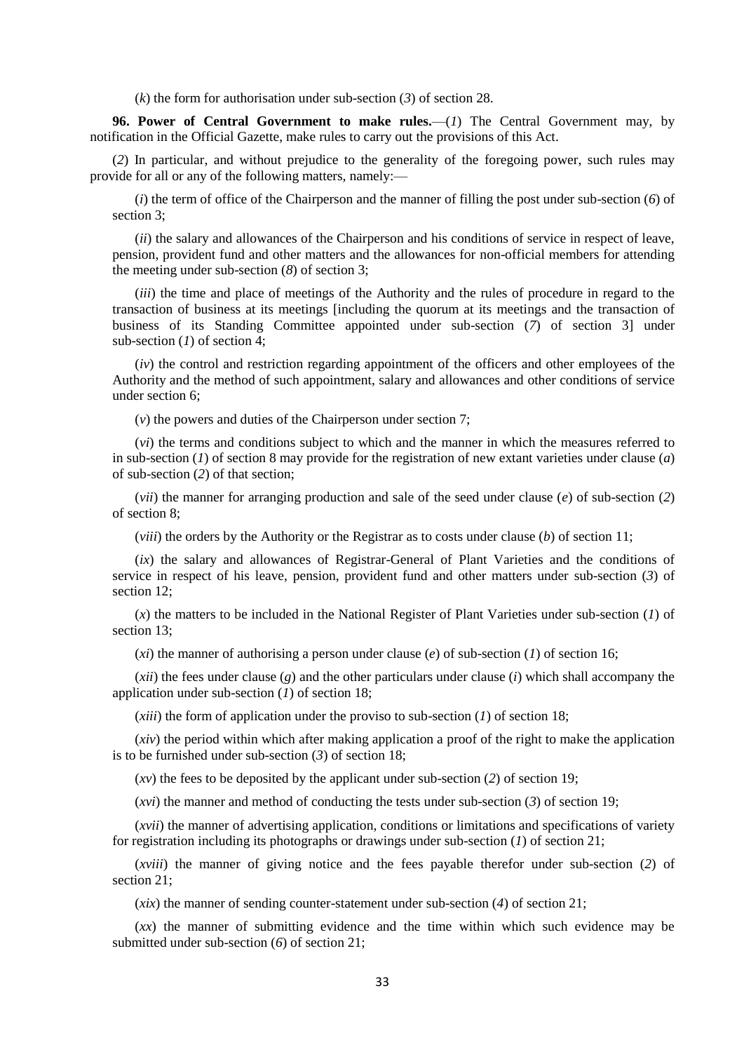(*k*) the form for authorisation under sub-section (*3*) of section 28.

**96. Power of Central Government to make rules.**—(*1*) The Central Government may, by notification in the Official Gazette, make rules to carry out the provisions of this Act.

(*2*) In particular, and without prejudice to the generality of the foregoing power, such rules may provide for all or any of the following matters, namely:—

(*i*) the term of office of the Chairperson and the manner of filling the post under sub-section (*6*) of section 3;

(*ii*) the salary and allowances of the Chairperson and his conditions of service in respect of leave, pension, provident fund and other matters and the allowances for non-official members for attending the meeting under sub-section (*8*) of section 3;

(*iii*) the time and place of meetings of the Authority and the rules of procedure in regard to the transaction of business at its meetings [including the quorum at its meetings and the transaction of business of its Standing Committee appointed under sub-section (*7*) of section 3] under sub-section (*1*) of section 4;

(*iv*) the control and restriction regarding appointment of the officers and other employees of the Authority and the method of such appointment, salary and allowances and other conditions of service under section 6;

(*v*) the powers and duties of the Chairperson under section 7;

(*vi*) the terms and conditions subject to which and the manner in which the measures referred to in sub-section (*1*) of section 8 may provide for the registration of new extant varieties under clause (*a*) of sub-section (*2*) of that section;

(*vii*) the manner for arranging production and sale of the seed under clause (*e*) of sub-section (*2*) of section 8;

(*viii*) the orders by the Authority or the Registrar as to costs under clause (*b*) of section 11;

(*ix*) the salary and allowances of Registrar-General of Plant Varieties and the conditions of service in respect of his leave, pension, provident fund and other matters under sub-section (*3*) of section 12;

(*x*) the matters to be included in the National Register of Plant Varieties under sub-section (*1*) of section 13;

(*xi*) the manner of authorising a person under clause (*e*) of sub-section (*1*) of section 16;

(*xii*) the fees under clause (*g*) and the other particulars under clause (*i*) which shall accompany the application under sub-section (*1*) of section 18;

(*xiii*) the form of application under the proviso to sub-section (*1*) of section 18;

(*xiv*) the period within which after making application a proof of the right to make the application is to be furnished under sub-section (*3*) of section 18;

(*xv*) the fees to be deposited by the applicant under sub-section (*2*) of section 19;

(*xvi*) the manner and method of conducting the tests under sub-section (*3*) of section 19;

(*xvii*) the manner of advertising application, conditions or limitations and specifications of variety for registration including its photographs or drawings under sub-section (*1*) of section 21;

(*xviii*) the manner of giving notice and the fees payable therefor under sub-section (*2*) of section 21;

(*xix*) the manner of sending counter-statement under sub-section (*4*) of section 21;

(*xx*) the manner of submitting evidence and the time within which such evidence may be submitted under sub-section (*6*) of section 21;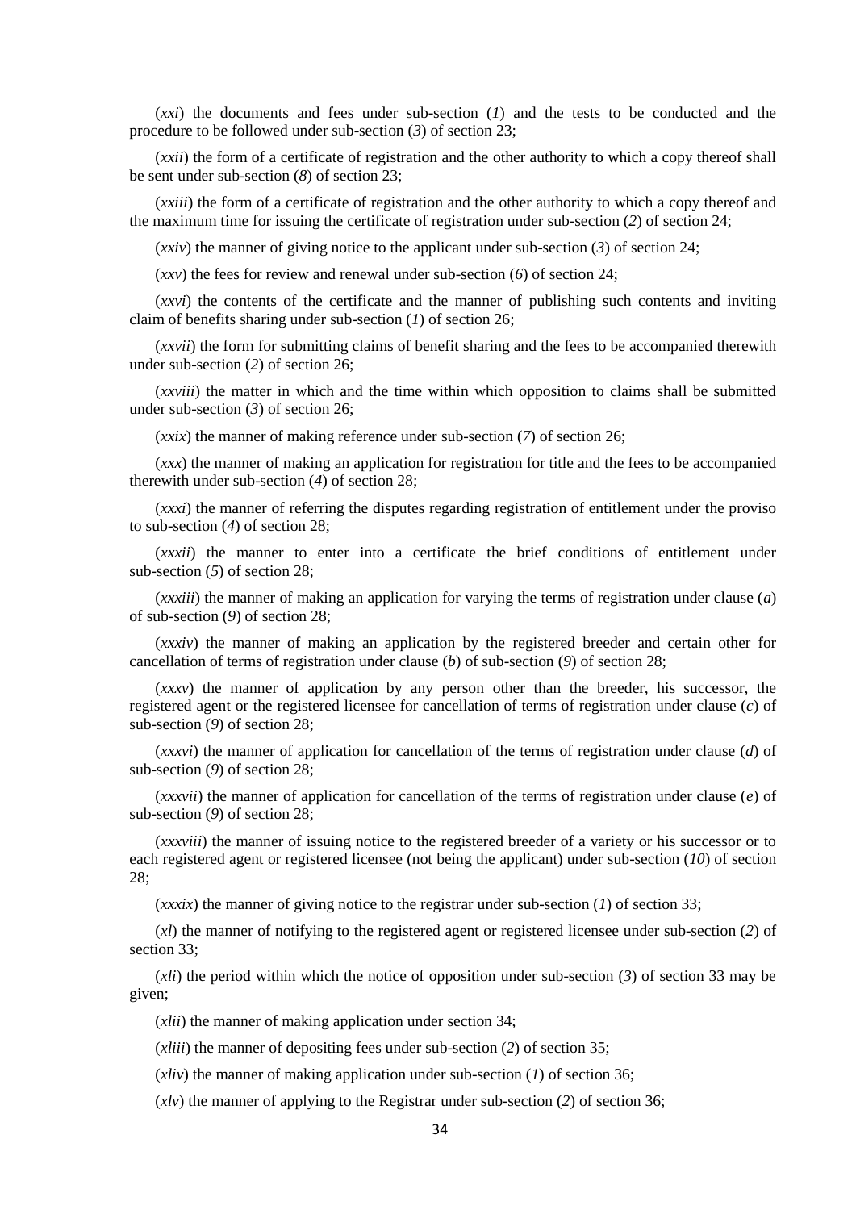(*xxi*) the documents and fees under sub-section (*1*) and the tests to be conducted and the procedure to be followed under sub-section (*3*) of section 23;

(*xxii*) the form of a certificate of registration and the other authority to which a copy thereof shall be sent under sub-section (*8*) of section 23;

(*xxiii*) the form of a certificate of registration and the other authority to which a copy thereof and the maximum time for issuing the certificate of registration under sub-section (*2*) of section 24;

(*xxiv*) the manner of giving notice to the applicant under sub-section (*3*) of section 24;

(*xxv*) the fees for review and renewal under sub-section (*6*) of section 24;

(*xxvi*) the contents of the certificate and the manner of publishing such contents and inviting claim of benefits sharing under sub-section (*1*) of section 26;

(*xxvii*) the form for submitting claims of benefit sharing and the fees to be accompanied therewith under sub-section (*2*) of section 26;

(*xxviii*) the matter in which and the time within which opposition to claims shall be submitted under sub-section (*3*) of section 26;

(*xxix*) the manner of making reference under sub-section (*7*) of section 26;

(*xxx*) the manner of making an application for registration for title and the fees to be accompanied therewith under sub-section (*4*) of section 28;

(*xxxi*) the manner of referring the disputes regarding registration of entitlement under the proviso to sub-section (*4*) of section 28;

(*xxxii*) the manner to enter into a certificate the brief conditions of entitlement under sub-section (*5*) of section 28;

(*xxxiii*) the manner of making an application for varying the terms of registration under clause (*a*) of sub-section (*9*) of section 28;

(*xxxiv*) the manner of making an application by the registered breeder and certain other for cancellation of terms of registration under clause (*b*) of sub-section (*9*) of section 28;

(*xxxv*) the manner of application by any person other than the breeder, his successor, the registered agent or the registered licensee for cancellation of terms of registration under clause (*c*) of sub-section (*9*) of section 28;

(*xxxvi*) the manner of application for cancellation of the terms of registration under clause (*d*) of sub-section (*9*) of section 28;

(*xxxvii*) the manner of application for cancellation of the terms of registration under clause (*e*) of sub-section (*9*) of section 28;

(*xxxviii*) the manner of issuing notice to the registered breeder of a variety or his successor or to each registered agent or registered licensee (not being the applicant) under sub-section (*10*) of section 28;

(*xxxix*) the manner of giving notice to the registrar under sub-section (*1*) of section 33;

(*xl*) the manner of notifying to the registered agent or registered licensee under sub-section (*2*) of section 33;

(*xli*) the period within which the notice of opposition under sub-section (*3*) of section 33 may be given;

(*xlii*) the manner of making application under section 34;

(*xliii*) the manner of depositing fees under sub-section (*2*) of section 35;

(*xliv*) the manner of making application under sub-section (*1*) of section 36;

(*xlv*) the manner of applying to the Registrar under sub-section (*2*) of section 36;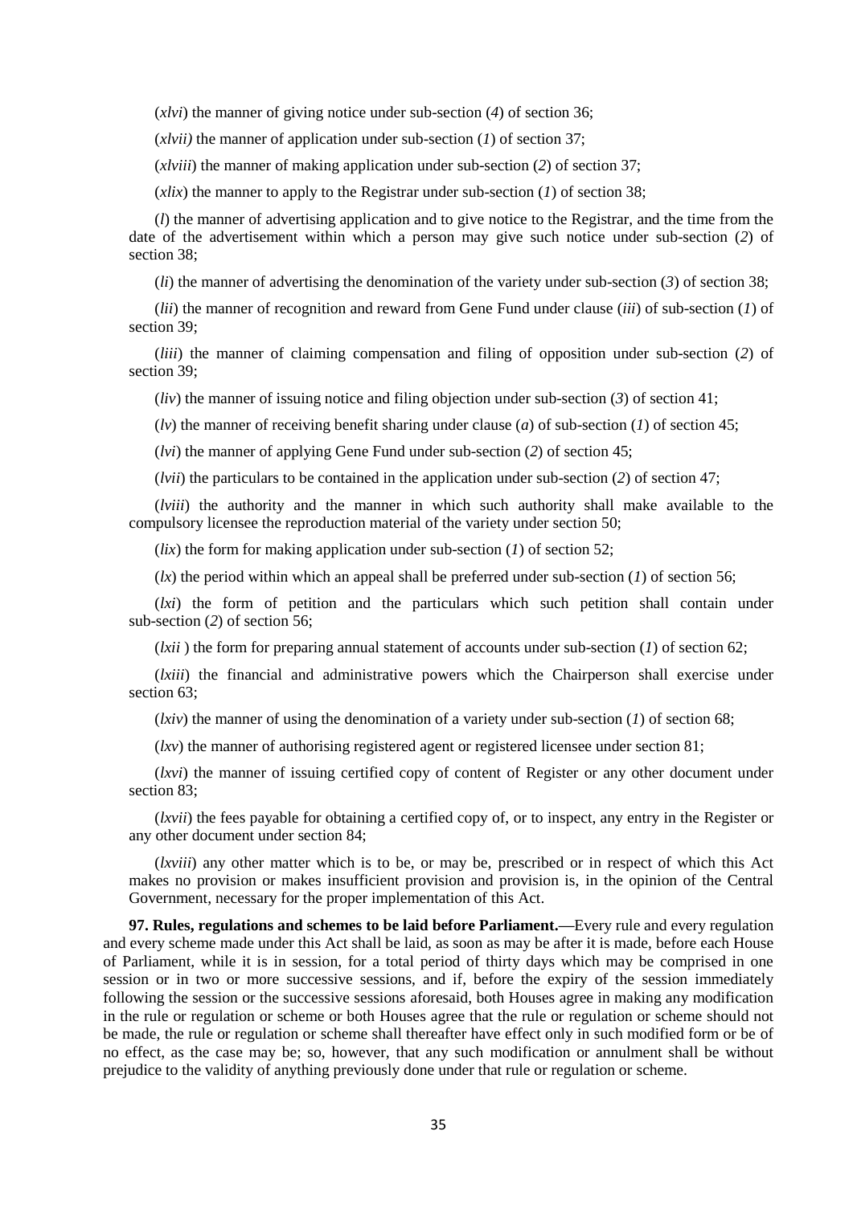(*xlvi*) the manner of giving notice under sub-section (*4*) of section 36;

(*xlvii)* the manner of application under sub-section (*1*) of section 37;

(*xlviii*) the manner of making application under sub-section (*2*) of section 37;

(*xlix*) the manner to apply to the Registrar under sub-section (*1*) of section 38;

(*l*) the manner of advertising application and to give notice to the Registrar, and the time from the date of the advertisement within which a person may give such notice under sub-section (*2*) of section 38;

(*li*) the manner of advertising the denomination of the variety under sub-section (*3*) of section 38;

(*lii*) the manner of recognition and reward from Gene Fund under clause (*iii*) of sub-section (*1*) of section 39;

(*liii*) the manner of claiming compensation and filing of opposition under sub-section (*2*) of section 39;

(*liv*) the manner of issuing notice and filing objection under sub-section (*3*) of section 41;

(*lv*) the manner of receiving benefit sharing under clause (*a*) of sub-section (*1*) of section 45;

(*lvi*) the manner of applying Gene Fund under sub-section (*2*) of section 45;

(*lvii*) the particulars to be contained in the application under sub-section (*2*) of section 47;

(*lviii*) the authority and the manner in which such authority shall make available to the compulsory licensee the reproduction material of the variety under section 50;

(*lix*) the form for making application under sub-section (*1*) of section 52;

(*lx*) the period within which an appeal shall be preferred under sub-section (*1*) of section 56;

(*lxi*) the form of petition and the particulars which such petition shall contain under sub-section (*2*) of section 56;

(*lxii* ) the form for preparing annual statement of accounts under sub-section (*1*) of section 62;

(*lxiii*) the financial and administrative powers which the Chairperson shall exercise under section 63;

(*lxiv*) the manner of using the denomination of a variety under sub-section (*1*) of section 68;

(*lxv*) the manner of authorising registered agent or registered licensee under section 81;

(*lxvi*) the manner of issuing certified copy of content of Register or any other document under section 83;

(*lxvii*) the fees payable for obtaining a certified copy of, or to inspect, any entry in the Register or any other document under section 84;

(*lxviii*) any other matter which is to be, or may be, prescribed or in respect of which this Act makes no provision or makes insufficient provision and provision is, in the opinion of the Central Government, necessary for the proper implementation of this Act.

**97. Rules, regulations and schemes to be laid before Parliament.—**Every rule and every regulation and every scheme made under this Act shall be laid, as soon as may be after it is made, before each House of Parliament, while it is in session, for a total period of thirty days which may be comprised in one session or in two or more successive sessions, and if, before the expiry of the session immediately following the session or the successive sessions aforesaid, both Houses agree in making any modification in the rule or regulation or scheme or both Houses agree that the rule or regulation or scheme should not be made, the rule or regulation or scheme shall thereafter have effect only in such modified form or be of no effect, as the case may be; so, however, that any such modification or annulment shall be without prejudice to the validity of anything previously done under that rule or regulation or scheme.